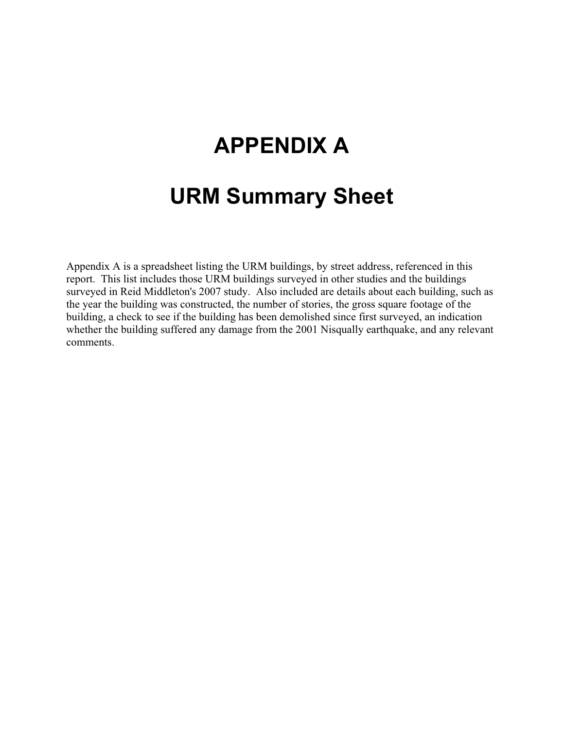# APPENDIX A

# URM Summary Sheet

Appendix A is a spreadsheet listing the URM buildings, by street address, referenced in this report. This list includes those URM buildings surveyed in other studies and the buildings surveyed in Reid Middleton's 2007 study. Also included are details about each building, such as the year the building was constructed, the number of stories, the gross square footage of the building, a check to see if the building has been demolished since first surveyed, an indication whether the building suffered any damage from the 2001 Nisqually earthquake, and any relevant comments.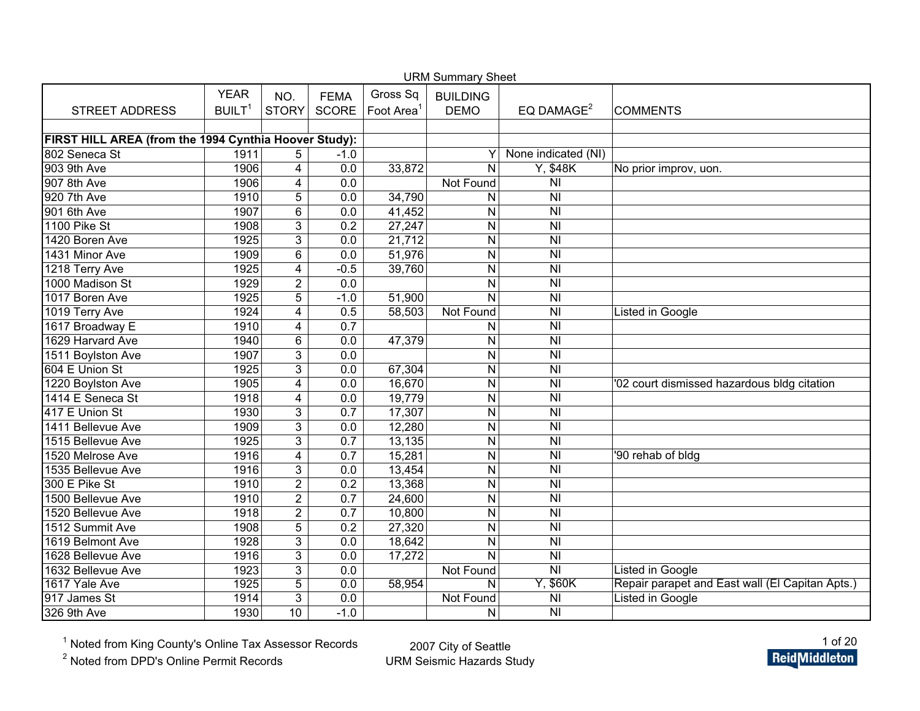URM Summary Sheet

| STREET ADDRESS | YEAR BUILT[1] | NO. STORY | FEMA SCORE | Gross Sq Foot Area[1] | BUILDING DEMO | EQ DAMAGE[2] | COMMENTS |
|---|---|---|---|---|---|---|---|
| | | | | | | | |
| **FIRST HILL AREA (from the 1994 Cynthia Hoover Study):** | | | | | | | |
| 802 Seneca St | 1911 | 5 | -1.0 | | Y | None indicated (NI) | |
| 903 9th Ave | 1906 | 4 | 0.0 | 33,872 | N | Y, $48K | No prior improv, uon. |
| 907 8th Ave | 1906 | 4 | 0.0 | | Not Found | NI | |
| 920 7th Ave | 1910 | 5 | 0.0 | 34,790 | N | NI | |
| 901 6th Ave | 1907 | 6 | 0.0 | 41,452 | N | NI | |
| 1100 Pike St | 1908 | 3 | 0.2 | 27,247 | N | NI | |
| 1420 Boren Ave | 1925 | 3 | 0.0 | 21,712 | N | NI | |
| 1431 Minor Ave | 1909 | 6 | 0.0 | 51,976 | N | NI | |
| 1218 Terry Ave | 1925 | 4 | -0.5 | 39,760 | N | NI | |
| 1000 Madison St | 1929 | 2 | 0.0 | | N | NI | |
| 1017 Boren Ave | 1925 | 5 | -1.0 | 51,900 | N | NI | |
| 1019 Terry Ave | 1924 | 4 | 0.5 | 58,503 | Not Found | NI | Listed in Google |
| 1617 Broadway E | 1910 | 4 | 0.7 | | N | NI | |
| 1629 Harvard Ave | 1940 | 6 | 0.0 | 47,379 | N | NI | |
| 1511 Boylston Ave | 1907 | 3 | 0.0 | | N | NI | |
| 604 E Union St | 1925 | 3 | 0.0 | 67,304 | N | NI | |
| 1220 Boylston Ave | 1905 | 4 | 0.0 | 16,670 | N | NI | '02 court dismissed hazardous bldg citation |
| 1414 E Seneca St | 1918 | 4 | 0.0 | 19,779 | N | NI | |
| 417 E Union St | 1930 | 3 | 0.7 | 17,307 | N | NI | |
| 1411 Bellevue Ave | 1909 | 3 | 0.0 | 12,280 | N | NI | |
| 1515 Bellevue Ave | 1925 | 3 | 0.7 | 13,135 | N | NI | |
| 1520 Melrose Ave | 1916 | 4 | 0.7 | 15,281 | N | NI | '90 rehab of bldg |
| 1535 Bellevue Ave | 1916 | 3 | 0.0 | 13,454 | N | NI | |
| 300 E Pike St | 1910 | 2 | 0.2 | 13,368 | N | NI | |
| 1500 Bellevue Ave | 1910 | 2 | 0.7 | 24,600 | N | NI | |
| 1520 Bellevue Ave | 1918 | 2 | 0.7 | 10,800 | N | NI | |
| 1512 Summit Ave | 1908 | 5 | 0.2 | 27,320 | N | NI | |
| 1619 Belmont Ave | 1928 | 3 | 0.0 | 18,642 | N | NI | |
| 1628 Bellevue Ave | 1916 | 3 | 0.0 | 17,272 | N | NI | |
| 1632 Bellevue Ave | 1923 | 3 | 0.0 | | Not Found | NI | Listed in Google |
| 1617 Yale Ave | 1925 | 5 | 0.0 | 58,954 | N | Y, $60K | Repair parapet and East wall (El Capitan Apts.) |
| 917 James St | 1914 | 3 | 0.0 | | Not Found | NI | Listed in Google |
| 326 9th Ave | 1930 | 10 | -1.0 | | N | NI | |

[1] Noted from King County's Online Tax Assessor Records

[2] Noted from DPD's Online Permit Records

2007 City of Seattle
URM Seismic Hazards Study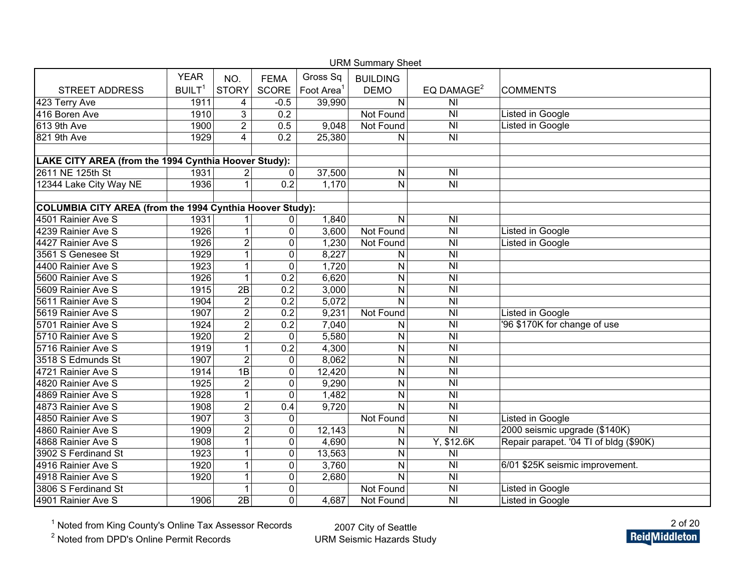URM Summary Sheet

| STREET ADDRESS | YEAR BUILT[1] | NO. STORY | FEMA SCORE | Gross Sq Foot Area[1] | BUILDING DEMO | EQ DAMAGE[2] | COMMENTS |
|---|---|---|---|---|---|---|---|
| 423 Terry Ave | 1911 | 4 | -0.5 | 39,990 | N | NI | |
| 416 Boren Ave | 1910 | 3 | 0.2 | | Not Found | NI | Listed in Google |
| 613 9th Ave | 1900 | 2 | 0.5 | 9,048 | Not Found | NI | Listed in Google |
| 821 9th Ave | 1929 | 4 | 0.2 | 25,380 | N | NI | |
| | | | | | | | |
| **LAKE CITY AREA (from the 1994 Cynthia Hoover Study):** | | | | | | | |
| 2611 NE 125th St | 1931 | 2 | 0 | 37,500 | N | NI | |
| 12344 Lake City Way NE | 1936 | 1 | 0.2 | 1,170 | N | NI | |
| | | | | | | | |
| **COLUMBIA CITY AREA (from the 1994 Cynthia Hoover Study):** | | | | | | | |
| 4501 Rainier Ave S | 1931 | 1 | 0 | 1,840 | N | NI | |
| 4239 Rainier Ave S | 1926 | 1 | 0 | 3,600 | Not Found | NI | Listed in Google |
| 4427 Rainier Ave S | 1926 | 2 | 0 | 1,230 | Not Found | NI | Listed in Google |
| 3561 S Genesee St | 1929 | 1 | 0 | 8,227 | N | NI | |
| 4400 Rainier Ave S | 1923 | 1 | 0 | 1,720 | N | NI | |
| 5600 Rainier Ave S | 1926 | 1 | 0.2 | 6,620 | N | NI | |
| 5609 Rainier Ave S | 1915 | 2B | 0.2 | 3,000 | N | NI | |
| 5611 Rainier Ave S | 1904 | 2 | 0.2 | 5,072 | N | NI | |
| 5619 Rainier Ave S | 1907 | 2 | 0.2 | 9,231 | Not Found | NI | Listed in Google |
| 5701 Rainier Ave S | 1924 | 2 | 0.2 | 7,040 | N | NI | '96 $170K for change of use |
| 5710 Rainier Ave S | 1920 | 2 | 0 | 5,580 | N | NI | |
| 5716 Rainier Ave S | 1919 | 1 | 0.2 | 4,300 | N | NI | |
| 3518 S Edmunds St | 1907 | 2 | 0 | 8,062 | N | NI | |
| 4721 Rainier Ave S | 1914 | 1B | 0 | 12,420 | N | NI | |
| 4820 Rainier Ave S | 1925 | 2 | 0 | 9,290 | N | NI | |
| 4869 Rainier Ave S | 1928 | 1 | 0 | 1,482 | N | NI | |
| 4873 Rainier Ave S | 1908 | 2 | 0.4 | 9,720 | N | NI | |
| 4850 Rainier Ave S | 1907 | 3 | 0 | | Not Found | NI | Listed in Google |
| 4860 Rainier Ave S | 1909 | 2 | 0 | 12,143 | N | NI | 2000 seismic upgrade ($140K) |
| 4868 Rainier Ave S | 1908 | 1 | 0 | 4,690 | N | Y, $12.6K | Repair parapet. '04 TI of bldg ($90K) |
| 3902 S Ferdinand St | 1923 | 1 | 0 | 13,563 | N | NI | |
| 4916 Rainier Ave S | 1920 | 1 | 0 | 3,760 | N | NI | 6/01 $25K seismic improvement. |
| 4918 Rainier Ave S | 1920 | 1 | 0 | 2,680 | N | NI | |
| 3806 S Ferdinand St | | 1 | 0 | | Not Found | NI | Listed in Google |
| 4901 Rainier Ave S | 1906 | 2B | 0 | 4,687 | Not Found | NI | Listed in Google |

[1] Noted from King County's Online Tax Assessor Records

[2] Noted from DPD's Online Permit Records

2007 City of Seattle
URM Seismic Hazards Study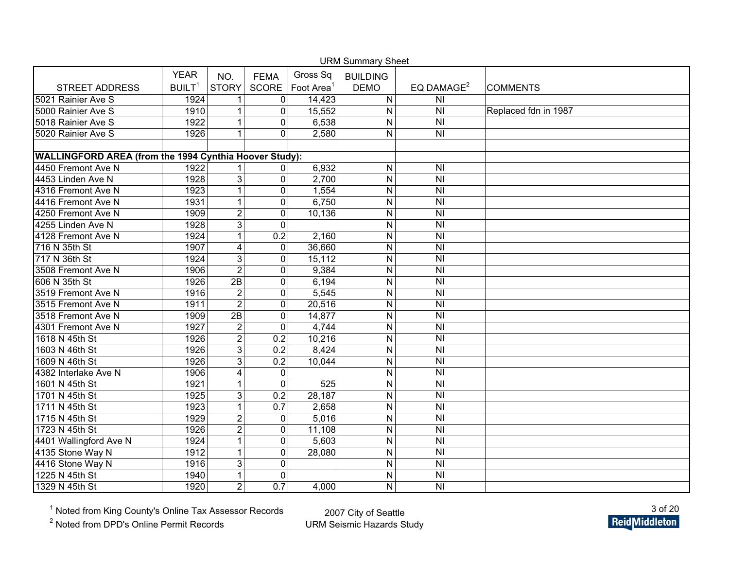URM Summary Sheet

| STREET ADDRESS | YEAR BUILT[1] | NO. STORY | FEMA SCORE | Gross Sq Foot Area[1] | BUILDING DEMO | EQ DAMAGE[2] | COMMENTS |
|---|---|---|---|---|---|---|---|
| 5021 Rainier Ave S | 1924 | 1 | 0 | 14,423 | N | NI | |
| 5000 Rainier Ave S | 1910 | 1 | 0 | 15,552 | N | NI | Replaced fdn in 1987 |
| 5018 Rainier Ave S | 1922 | 1 | 0 | 6,538 | N | NI | |
| 5020 Rainier Ave S | 1926 | 1 | 0 | 2,580 | N | NI | |
| | | | | | | | |
| **WALLINGFORD AREA (from the 1994 Cynthia Hoover Study):** | | | | | | | |
| 4450 Fremont Ave N | 1922 | 1 | 0 | 6,932 | N | NI | |
| 4453 Linden Ave N | 1928 | 3 | 0 | 2,700 | N | NI | |
| 4316 Fremont Ave N | 1923 | 1 | 0 | 1,554 | N | NI | |
| 4416 Fremont Ave N | 1931 | 1 | 0 | 6,750 | N | NI | |
| 4250 Fremont Ave N | 1909 | 2 | 0 | 10,136 | N | NI | |
| 4255 Linden Ave N | 1928 | 3 | 0 | | N | NI | |
| 4128 Fremont Ave N | 1924 | 1 | 0.2 | 2,160 | N | NI | |
| 716 N 35th St | 1907 | 4 | 0 | 36,660 | N | NI | |
| 717 N 36th St | 1924 | 3 | 0 | 15,112 | N | NI | |
| 3508 Fremont Ave N | 1906 | 2 | 0 | 9,384 | N | NI | |
| 606 N 35th St | 1926 | 2B | 0 | 6,194 | N | NI | |
| 3519 Fremont Ave N | 1916 | 2 | 0 | 5,545 | N | NI | |
| 3515 Fremont Ave N | 1911 | 2 | 0 | 20,516 | N | NI | |
| 3518 Fremont Ave N | 1909 | 2B | 0 | 14,877 | N | NI | |
| 4301 Fremont Ave N | 1927 | 2 | 0 | 4,744 | N | NI | |
| 1618 N 45th St | 1926 | 2 | 0.2 | 10,216 | N | NI | |
| 1603 N 46th St | 1926 | 3 | 0.2 | 8,424 | N | NI | |
| 1609 N 46th St | 1926 | 3 | 0.2 | 10,044 | N | NI | |
| 4382 Interlake Ave N | 1906 | 4 | 0 | | N | NI | |
| 1601 N 45th St | 1921 | 1 | 0 | 525 | N | NI | |
| 1701 N 45th St | 1925 | 3 | 0.2 | 28,187 | N | NI | |
| 1711 N 45th St | 1923 | 1 | 0.7 | 2,658 | N | NI | |
| 1715 N 45th St | 1929 | 2 | 0 | 5,016 | N | NI | |
| 1723 N 45th St | 1926 | 2 | 0 | 11,108 | N | NI | |
| 4401 Wallingford Ave N | 1924 | 1 | 0 | 5,603 | N | NI | |
| 4135 Stone Way N | 1912 | 1 | 0 | 28,080 | N | NI | |
| 4416 Stone Way N | 1916 | 3 | 0 | | N | NI | |
| 1225 N 45th St | 1940 | 1 | 0 | | N | NI | |
| 1329 N 45th St | 1920 | 2 | 0.7 | 4,000 | N | NI | |

[1] Noted from King County's Online Tax Assessor Records

[2] Noted from DPD's Online Permit Records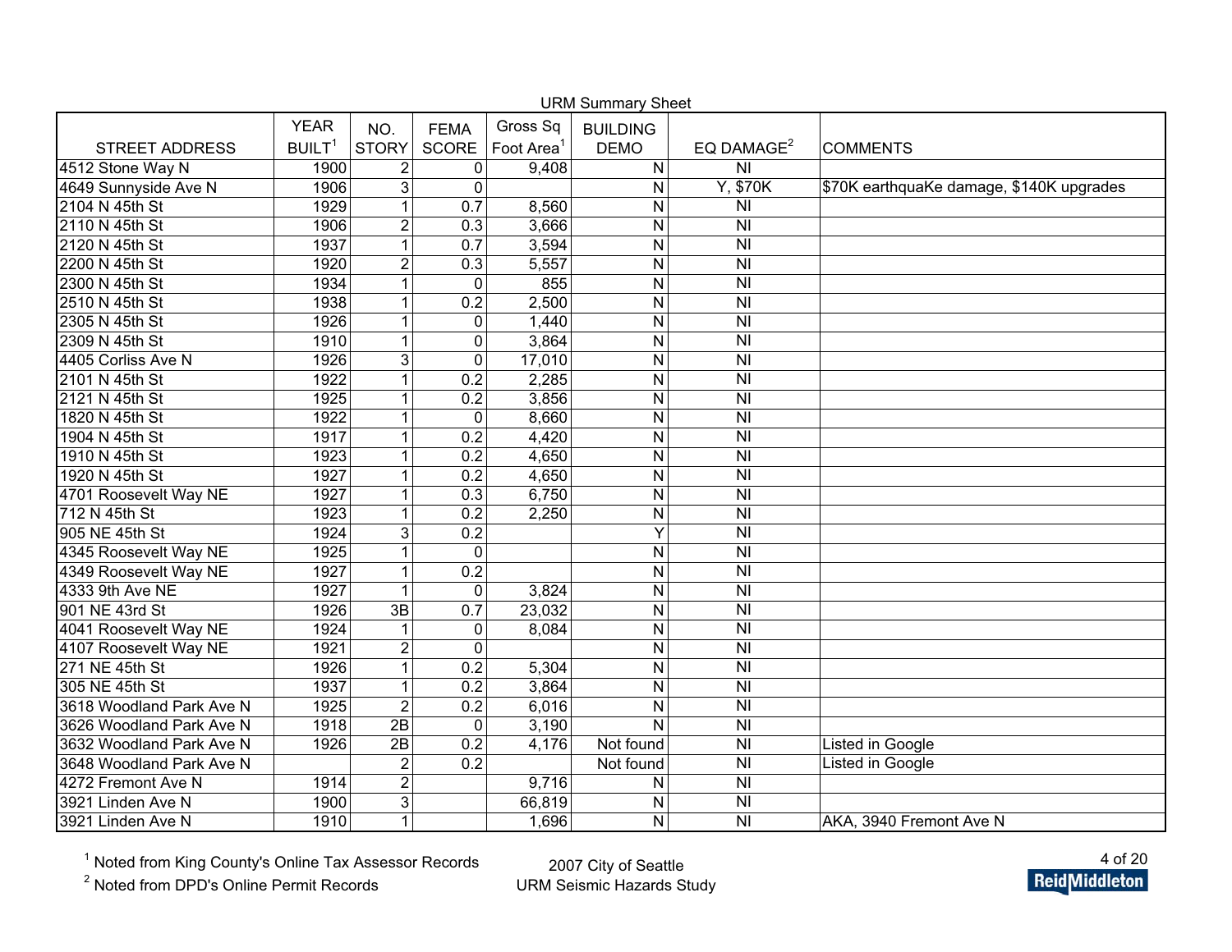URM Summary Sheet

| STREET ADDRESS | YEAR BUILT[1] | NO. STORY | FEMA SCORE | Gross Sq Foot Area[1] | BUILDING DEMO | EQ DAMAGE[2] | COMMENTS |
|---|---|---|---|---|---|---|---|
| 4512 Stone Way N | 1900 | 2 | 0 | 9,408 | N | NI | |
| 4649 Sunnyside Ave N | 1906 | 3 | 0 | | N | Y, $70K | $70K earthquaKe damage, $140K upgrades |
| 2104 N 45th St | 1929 | 1 | 0.7 | 8,560 | N | NI | |
| 2110 N 45th St | 1906 | 2 | 0.3 | 3,666 | N | NI | |
| 2120 N 45th St | 1937 | 1 | 0.7 | 3,594 | N | NI | |
| 2200 N 45th St | 1920 | 2 | 0.3 | 5,557 | N | NI | |
| 2300 N 45th St | 1934 | 1 | 0 | 855 | N | NI | |
| 2510 N 45th St | 1938 | 1 | 0.2 | 2,500 | N | NI | |
| 2305 N 45th St | 1926 | 1 | 0 | 1,440 | N | NI | |
| 2309 N 45th St | 1910 | 1 | 0 | 3,864 | N | NI | |
| 4405 Corliss Ave N | 1926 | 3 | 0 | 17,010 | N | NI | |
| 2101 N 45th St | 1922 | 1 | 0.2 | 2,285 | N | NI | |
| 2121 N 45th St | 1925 | 1 | 0.2 | 3,856 | N | NI | |
| 1820 N 45th St | 1922 | 1 | 0 | 8,660 | N | NI | |
| 1904 N 45th St | 1917 | 1 | 0.2 | 4,420 | N | NI | |
| 1910 N 45th St | 1923 | 1 | 0.2 | 4,650 | N | NI | |
| 1920 N 45th St | 1927 | 1 | 0.2 | 4,650 | N | NI | |
| 4701 Roosevelt Way NE | 1927 | 1 | 0.3 | 6,750 | N | NI | |
| 712 N 45th St | 1923 | 1 | 0.2 | 2,250 | N | NI | |
| 905 NE 45th St | 1924 | 3 | 0.2 | | Y | NI | |
| 4345 Roosevelt Way NE | 1925 | 1 | 0 | | N | NI | |
| 4349 Roosevelt Way NE | 1927 | 1 | 0.2 | | N | NI | |
| 4333 9th Ave NE | 1927 | 1 | 0 | 3,824 | N | NI | |
| 901 NE 43rd St | 1926 | 3B | 0.7 | 23,032 | N | NI | |
| 4041 Roosevelt Way NE | 1924 | 1 | 0 | 8,084 | N | NI | |
| 4107 Roosevelt Way NE | 1921 | 2 | 0 | | N | NI | |
| 271 NE 45th St | 1926 | 1 | 0.2 | 5,304 | N | NI | |
| 305 NE 45th St | 1937 | 1 | 0.2 | 3,864 | N | NI | |
| 3618 Woodland Park Ave N | 1925 | 2 | 0.2 | 6,016 | N | NI | |
| 3626 Woodland Park Ave N | 1918 | 2B | 0 | 3,190 | N | NI | |
| 3632 Woodland Park Ave N | 1926 | 2B | 0.2 | 4,176 | Not found | NI | Listed in Google |
| 3648 Woodland Park Ave N | | 2 | 0.2 | | Not found | NI | Listed in Google |
| 4272 Fremont Ave N | 1914 | 2 | | 9,716 | N | NI | |
| 3921 Linden Ave N | 1900 | 3 | | 66,819 | N | NI | |
| 3921 Linden Ave N | 1910 | 1 | | 1,696 | N | NI | AKA, 3940 Fremont Ave N |

[1] Noted from King County's Online Tax Assessor Records

[2] Noted from DPD's Online Permit Records

2007 City of Seattle
URM Seismic Hazards Study

ReidMiddleton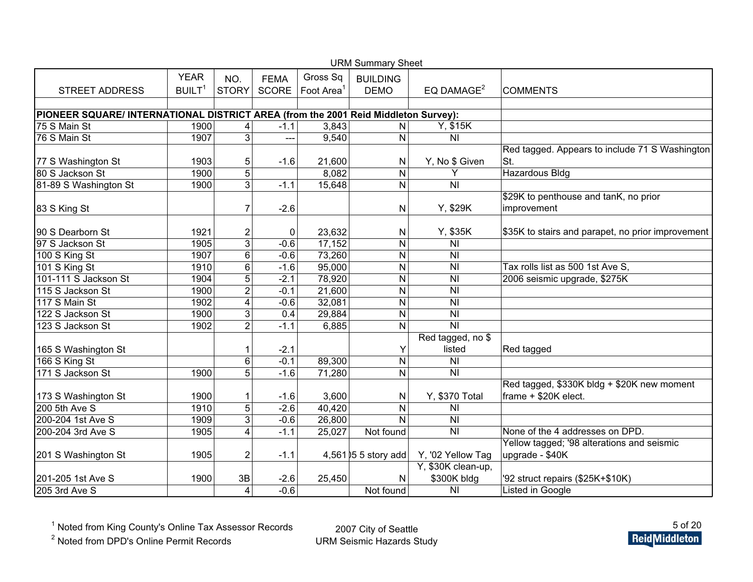URM Summary Sheet

| STREET ADDRESS | YEAR BUILT[1] | NO. STORY | FEMA SCORE | Gross Sq Foot Area[1] | BUILDING DEMO | EQ DAMAGE[2] | COMMENTS |
|---|---|---|---|---|---|---|---|
| | | | | | | | |
| **PIONEER SQUARE/ INTERNATIONAL DISTRICT AREA (from the 2001 Reid Middleton Survey):** | | | | | | | |
| 75 S Main St | 1900 | 4 | -1.1 | 3,843 | N | Y, $15K | |
| 76 S Main St | 1907 | 3 | --- | 9,540 | N | NI | |
| 77 S Washington St | 1903 | 5 | -1.6 | 21,600 | N | Y, No $ Given | Red tagged. Appears to include 71 S Washington St. |
| 80 S Jackson St | 1900 | 5 | | 8,082 | N | Y | Hazardous Bldg |
| 81-89 S Washington St | 1900 | 3 | -1.1 | 15,648 | N | NI | |
| 83 S King St | | 7 | -2.6 | | N | Y, $29K | $29K to penthouse and tanK, no prior improvement |
| 90 S Dearborn St | 1921 | 2 | 0 | 23,632 | N | Y, $35K | $35K to stairs and parapet, no prior improvement |
| 97 S Jackson St | 1905 | 3 | -0.6 | 17,152 | N | NI | |
| 100 S King St | 1907 | 6 | -0.6 | 73,260 | N | NI | |
| 101 S King St | 1910 | 6 | -1.6 | 95,000 | N | NI | Tax rolls list as 500 1st Ave S, |
| 101-111 S Jackson St | 1904 | 5 | -2.1 | 78,920 | N | NI | 2006 seismic upgrade, $275K |
| 115 S Jackson St | 1900 | 2 | -0.1 | 21,600 | N | NI | |
| 117 S Main St | 1902 | 4 | -0.6 | 32,081 | N | NI | |
| 122 S Jackson St | 1900 | 3 | 0.4 | 29,884 | N | NI | |
| 123 S Jackson St | 1902 | 2 | -1.1 | 6,885 | N | NI | |
| 165 S Washington St | | 1 | -2.1 | | Y | Red tagged, no $ listed | Red tagged |
| 166 S King St | | 6 | -0.1 | 89,300 | N | NI | |
| 171 S Jackson St | 1900 | 5 | -1.6 | 71,280 | N | NI | |
| 173 S Washington St | 1900 | 1 | -1.6 | 3,600 | N | Y, $370 Total | Red tagged, $330K bldg + $20K new moment frame + $20K elect. |
| 200 5th Ave S | 1910 | 5 | -2.6 | 40,420 | N | NI | |
| 200-204 1st Ave S | 1909 | 3 | -0.6 | 26,800 | N | NI | |
| 200-204 3rd Ave S | 1905 | 4 | -1.1 | 25,027 | Not found | NI | None of the 4 addresses on DPD. |
| 201 S Washington St | 1905 | 2 | -1.1 | 4,561 | )5 5 story add | Y, '02 Yellow Tag | Yellow tagged; '98 alterations and seismic upgrade - $40K |
| 201-205 1st Ave S | 1900 | 3B | -2.6 | 25,450 | N | Y, $30K clean-up, $300K bldg | '92 struct repairs ($25K+$10K) |
| 205 3rd Ave S | | 4 | -0.6 | | Not found | NI | Listed in Google |

[1] Noted from King County's Online Tax Assessor Records

[2] Noted from DPD's Online Permit Records

2007 City of Seattle
URM Seismic Hazards Study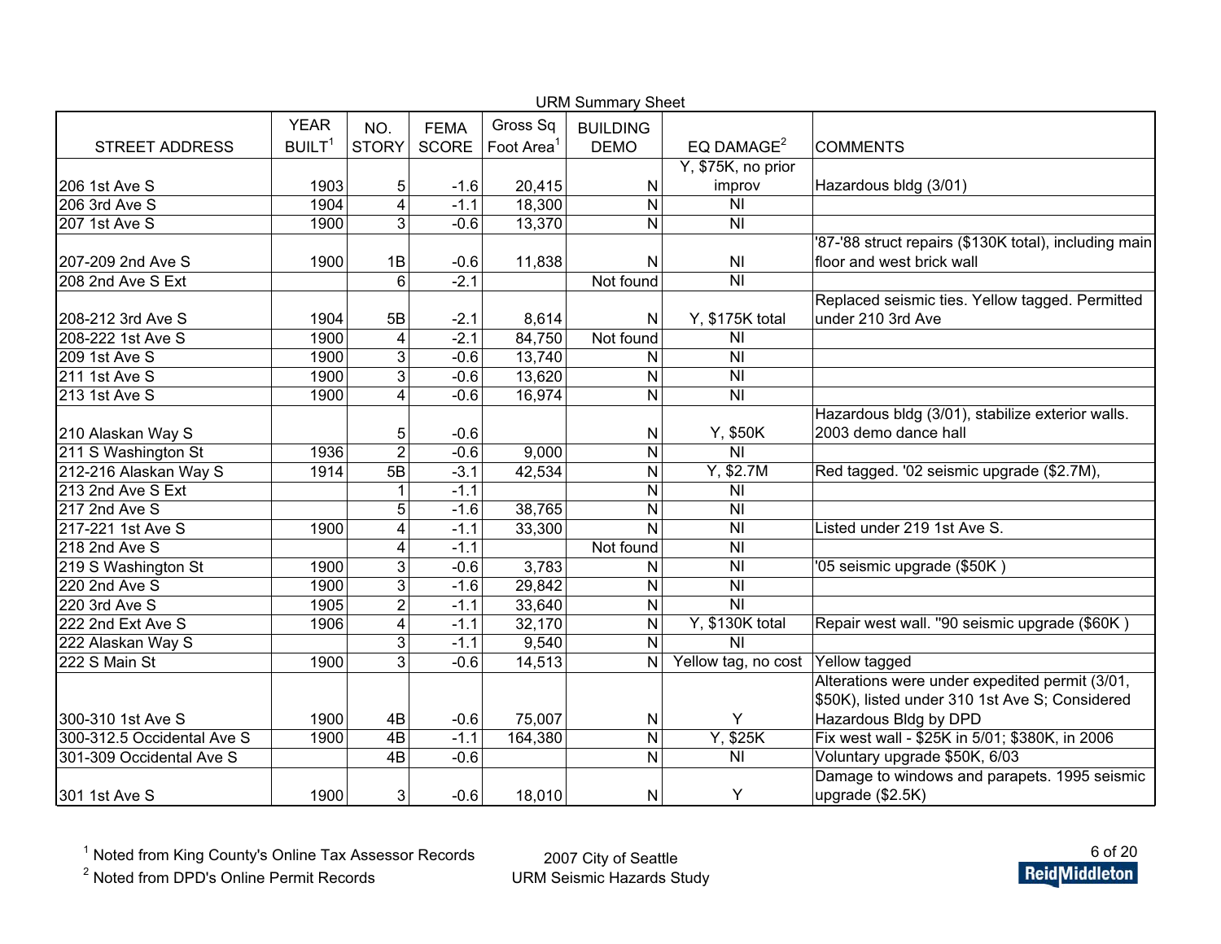URM Summary Sheet

| STREET ADDRESS | YEAR BUILT[1] | NO. STORY | FEMA SCORE | Gross Sq Foot Area[1] | BUILDING DEMO | EQ DAMAGE[2] | COMMENTS |
|---|---|---|---|---|---|---|---|
| 206 1st Ave S | 1903 | 5 | -1.6 | 20,415 | N | Y, $75K, no prior improv | Hazardous bldg (3/01) |
| 206 3rd Ave S | 1904 | 4 | -1.1 | 18,300 | N | NI | |
| 207 1st Ave S | 1900 | 3 | -0.6 | 13,370 | N | NI | |
| 207-209 2nd Ave S | 1900 | 1B | -0.6 | 11,838 | N | NI | '87-'88 struct repairs ($130K total), including main floor and west brick wall |
| 208 2nd Ave S Ext | | 6 | -2.1 | | Not found | NI | |
| 208-212 3rd Ave S | 1904 | 5B | -2.1 | 8,614 | N | Y, $175K total | Replaced seismic ties. Yellow tagged. Permitted under 210 3rd Ave |
| 208-222 1st Ave S | 1900 | 4 | -2.1 | 84,750 | Not found | NI | |
| 209 1st Ave S | 1900 | 3 | -0.6 | 13,740 | N | NI | |
| 211 1st Ave S | 1900 | 3 | -0.6 | 13,620 | N | NI | |
| 213 1st Ave S | 1900 | 4 | -0.6 | 16,974 | N | NI | |
| 210 Alaskan Way S | | 5 | -0.6 | | N | Y, $50K | Hazardous bldg (3/01), stabilize exterior walls. 2003 demo dance hall |
| 211 S Washington St | 1936 | 2 | -0.6 | 9,000 | N | NI | |
| 212-216 Alaskan Way S | 1914 | 5B | -3.1 | 42,534 | N | Y, $2.7M | Red tagged. '02 seismic upgrade ($2.7M), |
| 213 2nd Ave S Ext | | 1 | -1.1 | | N | NI | |
| 217 2nd Ave S | | 5 | -1.6 | 38,765 | N | NI | |
| 217-221 1st Ave S | 1900 | 4 | -1.1 | 33,300 | N | NI | Listed under 219 1st Ave S. |
| 218 2nd Ave S | | 4 | -1.1 | | Not found | NI | |
| 219 S Washington St | 1900 | 3 | -0.6 | 3,783 | N | NI | '05 seismic upgrade ($50K ) |
| 220 2nd Ave S | 1900 | 3 | -1.6 | 29,842 | N | NI | |
| 220 3rd Ave S | 1905 | 2 | -1.1 | 33,640 | N | NI | |
| 222 2nd Ext Ave S | 1906 | 4 | -1.1 | 32,170 | N | Y, $130K total | Repair west wall. ''90 seismic upgrade ($60K ) |
| 222 Alaskan Way S | | 3 | -1.1 | 9,540 | N | NI | |
| 222 S Main St | 1900 | 3 | -0.6 | 14,513 | N | Yellow tag, no cost | Yellow tagged |
| 300-310 1st Ave S | 1900 | 4B | -0.6 | 75,007 | N | Y | Alterations were under expedited permit (3/01, $50K), listed under 310 1st Ave S; Considered Hazardous Bldg by DPD |
| 300-312.5 Occidental Ave S | 1900 | 4B | -1.1 | 164,380 | N | Y, $25K | Fix west wall - $25K in 5/01; $380K, in 2006 |
| 301-309 Occidental Ave S | | 4B | -0.6 | | N | NI | Voluntary upgrade $50K, 6/03 |
| 301 1st Ave S | 1900 | 3 | -0.6 | 18,010 | N | Y | Damage to windows and parapets. 1995 seismic upgrade ($2.5K) |

[1] Noted from King County's Online Tax Assessor Records

[2] Noted from DPD's Online Permit Records

2007 City of Seattle
URM Seismic Hazards Study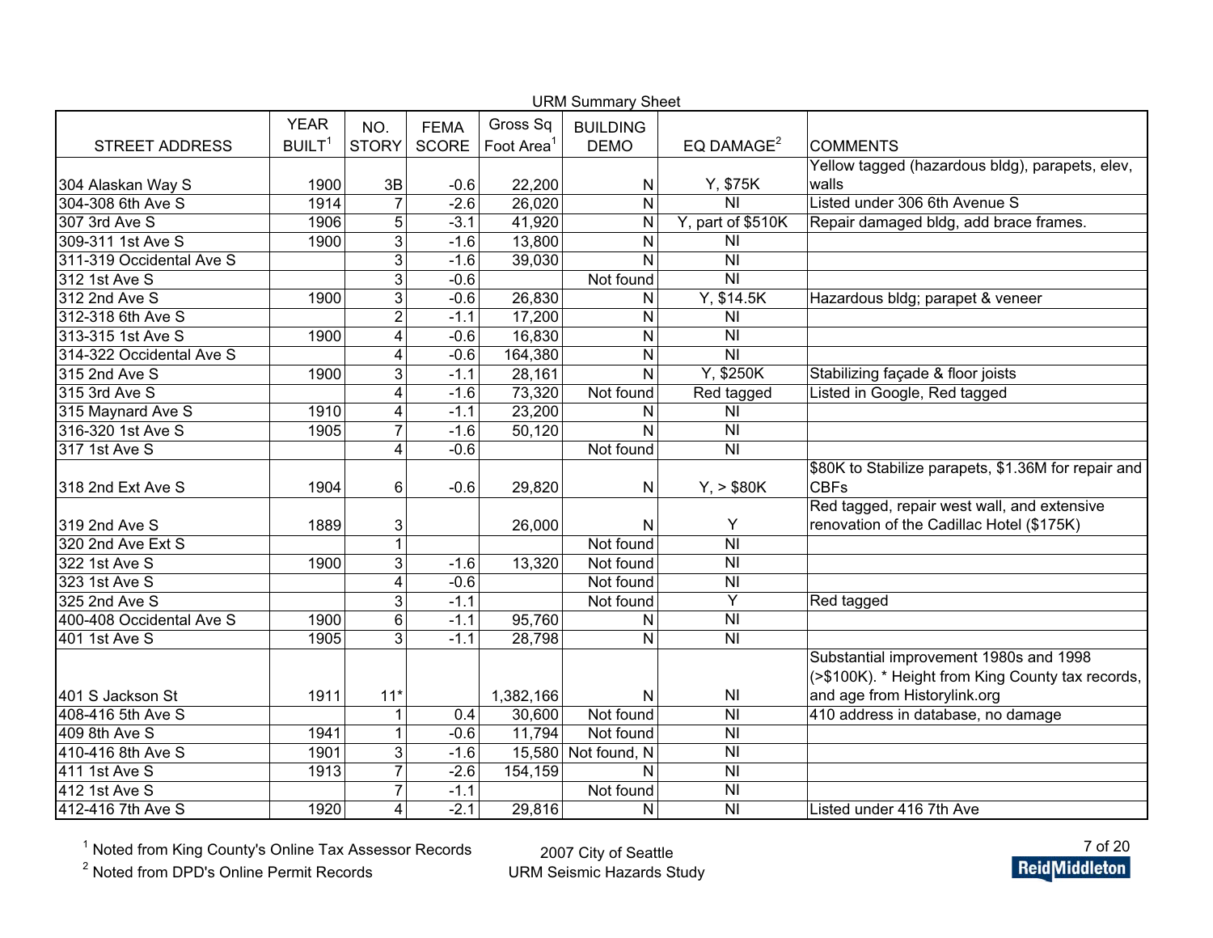URM Summary Sheet

| STREET ADDRESS | YEAR BUILT[1] | NO. STORY | FEMA SCORE | Gross Sq Foot Area[1] | BUILDING DEMO | EQ DAMAGE[2] | COMMENTS |
|---|---|---|---|---|---|---|---|
| 304 Alaskan Way S | 1900 | 3B | -0.6 | 22,200 | N | Y, $75K | Yellow tagged (hazardous bldg), parapets, elev, walls |
| 304-308 6th Ave S | 1914 | 7 | -2.6 | 26,020 | N | NI | Listed under 306 6th Avenue S |
| 307 3rd Ave S | 1906 | 5 | -3.1 | 41,920 | N | Y, part of $510K | Repair damaged bldg, add brace frames. |
| 309-311 1st Ave S | 1900 | 3 | -1.6 | 13,800 | N | NI | |
| 311-319 Occidental Ave S | | 3 | -1.6 | 39,030 | N | NI | |
| 312 1st Ave S | | 3 | -0.6 | | Not found | NI | |
| 312 2nd Ave S | 1900 | 3 | -0.6 | 26,830 | N | Y, $14.5K | Hazardous bldg; parapet & veneer |
| 312-318 6th Ave S | | 2 | -1.1 | 17,200 | N | NI | |
| 313-315 1st Ave S | 1900 | 4 | -0.6 | 16,830 | N | NI | |
| 314-322 Occidental Ave S | | 4 | -0.6 | 164,380 | N | NI | |
| 315 2nd Ave S | 1900 | 3 | -1.1 | 28,161 | N | Y, $250K | Stabilizing façade & floor joists |
| 315 3rd Ave S | | 4 | -1.6 | 73,320 | Not found | Red tagged | Listed in Google, Red tagged |
| 315 Maynard Ave S | 1910 | 4 | -1.1 | 23,200 | N | NI | |
| 316-320 1st Ave S | 1905 | 7 | -1.6 | 50,120 | N | NI | |
| 317 1st Ave S | | 4 | -0.6 | | Not found | NI | |
| 318 2nd Ext Ave S | 1904 | 6 | -0.6 | 29,820 | N | Y, > $80K | $80K to Stabilize parapets, $1.36M for repair and CBFs |
| 319 2nd Ave S | 1889 | 3 | | 26,000 | N | Y | Red tagged, repair west wall, and extensive renovation of the Cadillac Hotel ($175K) |
| 320 2nd Ave Ext S | | 1 | | | Not found | NI | |
| 322 1st Ave S | 1900 | 3 | -1.6 | 13,320 | Not found | NI | |
| 323 1st Ave S | | 4 | -0.6 | | Not found | NI | |
| 325 2nd Ave S | | 3 | -1.1 | | Not found | Y | Red tagged |
| 400-408 Occidental Ave S | 1900 | 6 | -1.1 | 95,760 | N | NI | |
| 401 1st Ave S | 1905 | 3 | -1.1 | 28,798 | N | NI | |
| 401 S Jackson St | 1911 | 11* | | 1,382,166 | N | NI | Substantial improvement 1980s and 1998 (>$100K). * Height from King County tax records, and age from Historylink.org |
| 408-416 5th Ave S | | 1 | 0.4 | 30,600 | Not found | NI | 410 address in database, no damage |
| 409 8th Ave S | 1941 | 1 | -0.6 | 11,794 | Not found | NI | |
| 410-416 8th Ave S | 1901 | 3 | -1.6 | 15,580 | Not found, N | NI | |
| 411 1st Ave S | 1913 | 7 | -2.6 | 154,159 | N | NI | |
| 412 1st Ave S | | 7 | -1.1 | | Not found | NI | |
| 412-416 7th Ave S | 1920 | 4 | -2.1 | 29,816 | N | NI | Listed under 416 7th Ave |

[1] Noted from King County's Online Tax Assessor Records
[2] Noted from DPD's Online Permit Records

2007 City of Seattle
URM Seismic Hazards Study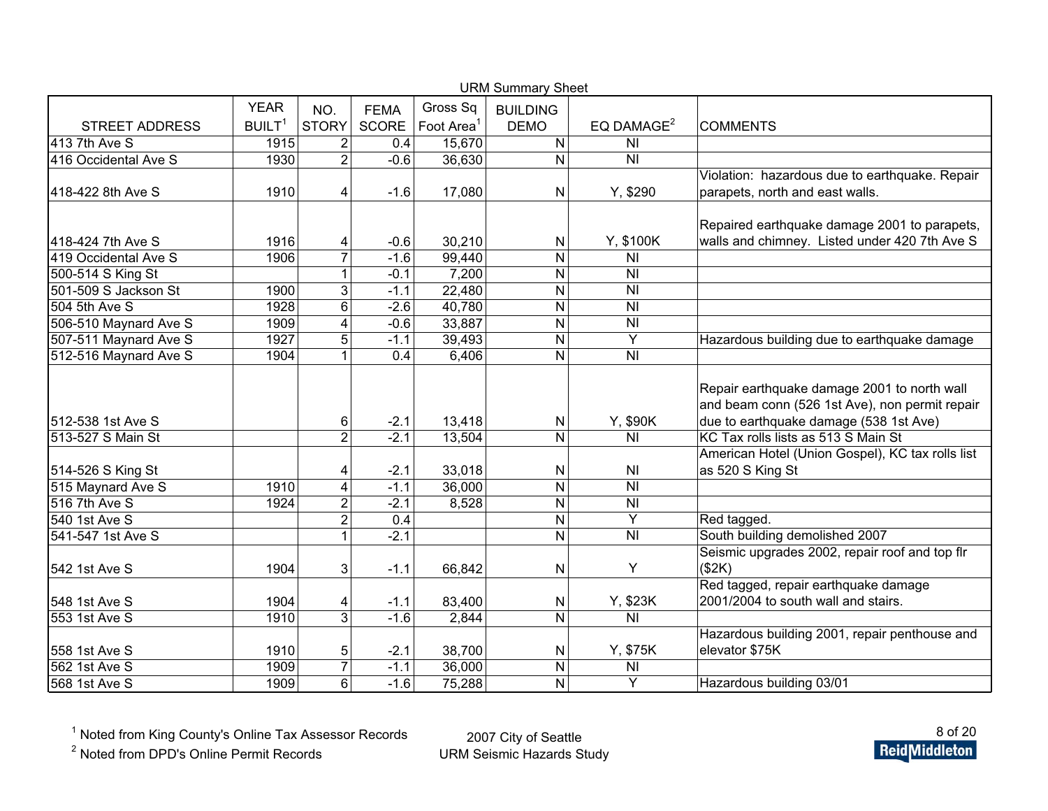URM Summary Sheet

| STREET ADDRESS | YEAR BUILT[1] | NO. STORY | FEMA SCORE | Gross Sq Foot Area[1] | BUILDING DEMO | EQ DAMAGE[2] | COMMENTS |
|---|---|---|---|---|---|---|---|
| 413 7th Ave S | 1915 | 2 | 0.4 | 15,670 | N | NI | |
| 416 Occidental Ave S | 1930 | 2 | -0.6 | 36,630 | N | NI | |
| 418-422 8th Ave S | 1910 | 4 | -1.6 | 17,080 | N | Y, $290 | Violation: hazardous due to earthquake. Repair parapets, north and east walls. |
| 418-424 7th Ave S | 1916 | 4 | -0.6 | 30,210 | N | Y, $100K | Repaired earthquake damage 2001 to parapets, walls and chimney. Listed under 420 7th Ave S |
| 419 Occidental Ave S | 1906 | 7 | -1.6 | 99,440 | N | NI | |
| 500-514 S King St | | 1 | -0.1 | 7,200 | N | NI | |
| 501-509 S Jackson St | 1900 | 3 | -1.1 | 22,480 | N | NI | |
| 504 5th Ave S | 1928 | 6 | -2.6 | 40,780 | N | NI | |
| 506-510 Maynard Ave S | 1909 | 4 | -0.6 | 33,887 | N | NI | |
| 507-511 Maynard Ave S | 1927 | 5 | -1.1 | 39,493 | N | Y | Hazardous building due to earthquake damage |
| 512-516 Maynard Ave S | 1904 | 1 | 0.4 | 6,406 | N | NI | |
| 512-538 1st Ave S | | 6 | -2.1 | 13,418 | N | Y, $90K | Repair earthquake damage 2001 to north wall and beam conn (526 1st Ave), non permit repair due to earthquake damage (538 1st Ave) |
| 513-527 S Main St | | 2 | -2.1 | 13,504 | N | NI | KC Tax rolls lists as 513 S Main St |
| 514-526 S King St | | 4 | -2.1 | 33,018 | N | NI | American Hotel (Union Gospel), KC tax rolls list as 520 S King St |
| 515 Maynard Ave S | 1910 | 4 | -1.1 | 36,000 | N | NI | |
| 516 7th Ave S | 1924 | 2 | -2.1 | 8,528 | N | NI | |
| 540 1st Ave S | | 2 | 0.4 | | N | Y | Red tagged. |
| 541-547 1st Ave S | | 1 | -2.1 | | N | NI | South building demolished 2007 |
| 542 1st Ave S | 1904 | 3 | -1.1 | 66,842 | N | Y | Seismic upgrades 2002, repair roof and top flr ($2K) |
| 548 1st Ave S | 1904 | 4 | -1.1 | 83,400 | N | Y, $23K | Red tagged, repair earthquake damage 2001/2004 to south wall and stairs. |
| 553 1st Ave S | 1910 | 3 | -1.6 | 2,844 | N | NI | |
| 558 1st Ave S | 1910 | 5 | -2.1 | 38,700 | N | Y, $75K | Hazardous building 2001, repair penthouse and elevator $75K |
| 562 1st Ave S | 1909 | 7 | -1.1 | 36,000 | N | NI | |
| 568 1st Ave S | 1909 | 6 | -1.6 | 75,288 | N | Y | Hazardous building 03/01 |

[1] Noted from King County's Online Tax Assessor Records

[2] Noted from DPD's Online Permit Records

2007 City of Seattle
URM Seismic Hazards Study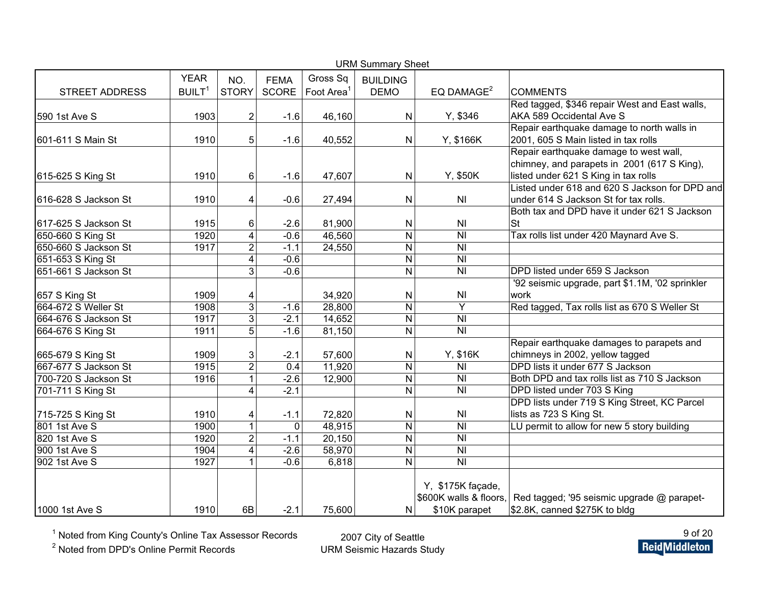URM Summary Sheet

| STREET ADDRESS | YEAR BUILT[1] | NO. STORY | FEMA SCORE | Gross Sq Foot Area[1] | BUILDING DEMO | EQ DAMAGE[2] | COMMENTS |
|---|---|---|---|---|---|---|---|
| 590 1st Ave S | 1903 | 2 | -1.6 | 46,160 | N | Y, $346 | Red tagged, $346 repair West and East walls, AKA 589 Occidental Ave S |
| 601-611 S Main St | 1910 | 5 | -1.6 | 40,552 | N | Y, $166K | Repair earthquake damage to north walls in 2001, 605 S Main listed in tax rolls |
| 615-625 S King St | 1910 | 6 | -1.6 | 47,607 | N | Y, $50K | Repair earthquake damage to west wall, chimney, and parapets in 2001 (617 S King), listed under 621 S King in tax rolls |
| 616-628 S Jackson St | 1910 | 4 | -0.6 | 27,494 | N | NI | Listed under 618 and 620 S Jackson for DPD and under 614 S Jackson St for tax rolls. |
| 617-625 S Jackson St | 1915 | 6 | -2.6 | 81,900 | N | NI | Both tax and DPD have it under 621 S Jackson St |
| 650-660 S King St | 1920 | 4 | -0.6 | 46,560 | N | NI | Tax rolls list under 420 Maynard Ave S. |
| 650-660 S Jackson St | 1917 | 2 | -1.1 | 24,550 | N | NI | |
| 651-653 S King St | | 4 | -0.6 | | N | NI | |
| 651-661 S Jackson St | | 3 | -0.6 | | N | NI | DPD listed under 659 S Jackson |
| 657 S King St | 1909 | 4 | | 34,920 | N | NI | '92 seismic upgrade, part $1.1M, '02 sprinkler work |
| 664-672 S Weller St | 1908 | 3 | -1.6 | 28,800 | N | Y | Red tagged, Tax rolls list as 670 S Weller St |
| 664-676 S Jackson St | 1917 | 3 | -2.1 | 14,652 | N | NI | |
| 664-676 S King St | 1911 | 5 | -1.6 | 81,150 | N | NI | |
| 665-679 S King St | 1909 | 3 | -2.1 | 57,600 | N | Y, $16K | Repair earthquake damages to parapets and chimneys in 2002, yellow tagged |
| 667-677 S Jackson St | 1915 | 2 | 0.4 | 11,920 | N | NI | DPD lists it under 677 S Jackson |
| 700-720 S Jackson St | 1916 | 1 | -2.6 | 12,900 | N | NI | Both DPD and tax rolls list as 710 S Jackson |
| 701-711 S King St | | 4 | -2.1 | | N | NI | DPD listed under 703 S King |
| 715-725 S King St | 1910 | 4 | -1.1 | 72,820 | N | NI | DPD lists under 719 S King Street, KC Parcel lists as 723 S King St. |
| 801 1st Ave S | 1900 | 1 | 0 | 48,915 | N | NI | LU permit to allow for new 5 story building |
| 820 1st Ave S | 1920 | 2 | -1.1 | 20,150 | N | NI | |
| 900 1st Ave S | 1904 | 4 | -2.6 | 58,970 | N | NI | |
| 902 1st Ave S | 1927 | 1 | -0.6 | 6,818 | N | NI | |
| 1000 1st Ave S | 1910 | 6B | -2.1 | 75,600 | N | Y, $175K façade, $600K walls & floors, $10K parapet | Red tagged; '95 seismic upgrade @ parapet-$2.8K, canned $275K to bldg |

[1] Noted from King County's Online Tax Assessor Records

[2] Noted from DPD's Online Permit Records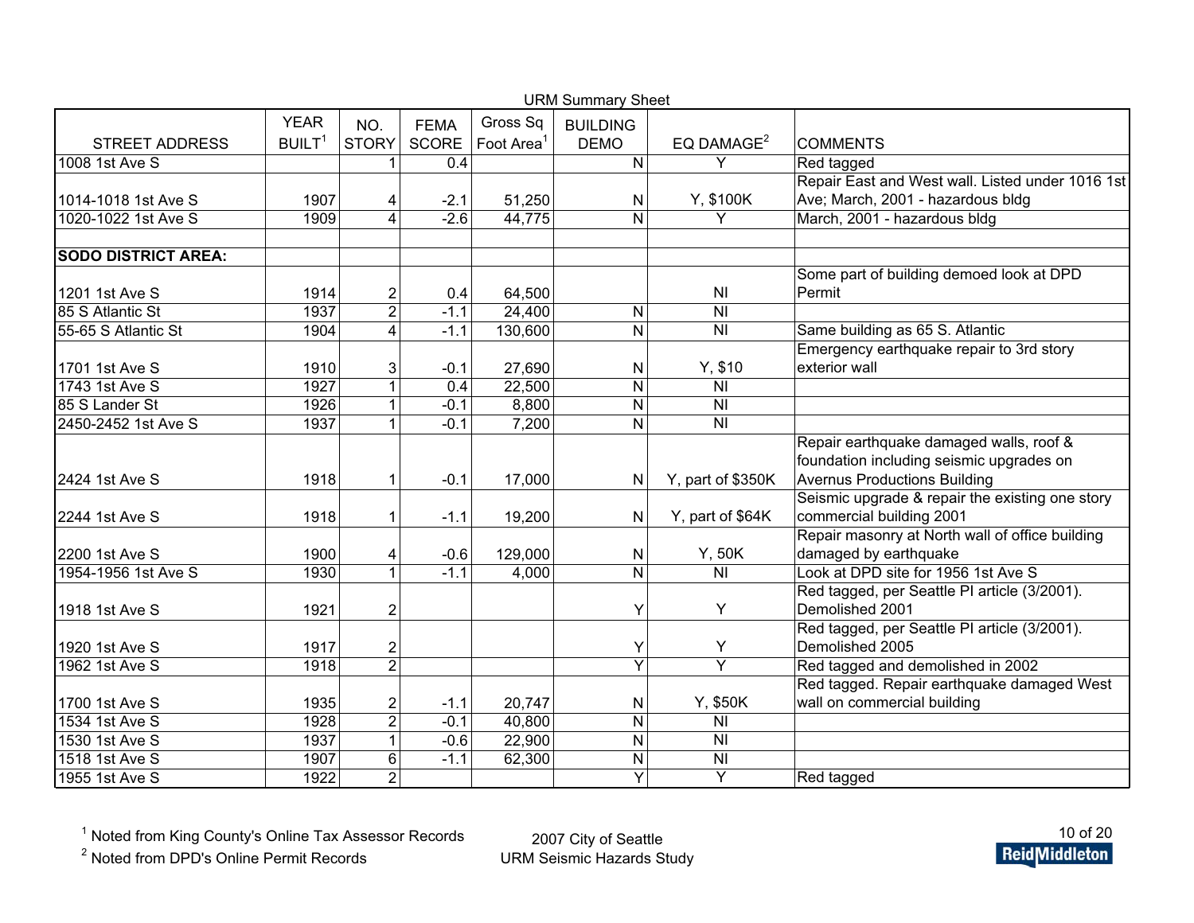URM Summary Sheet

| STREET ADDRESS | YEAR BUILT[1] | NO. STORY | FEMA SCORE | Gross Sq Foot Area[1] | BUILDING DEMO | EQ DAMAGE[2] | COMMENTS |
|---|---|---|---|---|---|---|---|
| 1008 1st Ave S | | 1 | 0.4 | | N | Y | Red tagged |
| 1014-1018 1st Ave S | 1907 | 4 | -2.1 | 51,250 | N | Y, $100K | Repair East and West wall. Listed under 1016 1st Ave; March, 2001 - hazardous bldg |
| 1020-1022 1st Ave S | 1909 | 4 | -2.6 | 44,775 | N | Y | March, 2001 - hazardous bldg |
| | | | | | | | |
| **SODO DISTRICT AREA:** | | | | | | | |
| 1201 1st Ave S | 1914 | 2 | 0.4 | 64,500 | | NI | Some part of building demoed look at DPD Permit |
| 85 S Atlantic St | 1937 | 2 | -1.1 | 24,400 | N | NI | |
| 55-65 S Atlantic St | 1904 | 4 | -1.1 | 130,600 | N | NI | Same building as 65 S. Atlantic |
| 1701 1st Ave S | 1910 | 3 | -0.1 | 27,690 | N | Y, $10 | Emergency earthquake repair to 3rd story exterior wall |
| 1743 1st Ave S | 1927 | 1 | 0.4 | 22,500 | N | NI | |
| 85 S Lander St | 1926 | 1 | -0.1 | 8,800 | N | NI | |
| 2450-2452 1st Ave S | 1937 | 1 | -0.1 | 7,200 | N | NI | |
| 2424 1st Ave S | 1918 | 1 | -0.1 | 17,000 | N | Y, part of $350K | Repair earthquake damaged walls, roof & foundation including seismic upgrades on Avernus Productions Building |
| 2244 1st Ave S | 1918 | 1 | -1.1 | 19,200 | N | Y, part of $64K | Seismic upgrade & repair the existing one story commercial building 2001 |
| 2200 1st Ave S | 1900 | 4 | -0.6 | 129,000 | N | Y, 50K | Repair masonry at North wall of office building damaged by earthquake |
| 1954-1956 1st Ave S | 1930 | 1 | -1.1 | 4,000 | N | NI | Look at DPD site for 1956 1st Ave S |
| 1918 1st Ave S | 1921 | 2 | | | Y | Y | Red tagged, per Seattle PI article (3/2001). Demolished 2001 |
| 1920 1st Ave S | 1917 | 2 | | | Y | Y | Red tagged, per Seattle PI article (3/2001). Demolished 2005 |
| 1962 1st Ave S | 1918 | 2 | | | Y | Y | Red tagged and demolished in 2002 |
| 1700 1st Ave S | 1935 | 2 | -1.1 | 20,747 | N | Y, $50K | Red tagged. Repair earthquake damaged West wall on commercial building |
| 1534 1st Ave S | 1928 | 2 | -0.1 | 40,800 | N | NI | |
| 1530 1st Ave S | 1937 | 1 | -0.6 | 22,900 | N | NI | |
| 1518 1st Ave S | 1907 | 6 | -1.1 | 62,300 | N | NI | |
| 1955 1st Ave S | 1922 | 2 | | | Y | Y | Red tagged |

[1] Noted from King County's Online Tax Assessor Records

[2] Noted from DPD's Online Permit Records

2007 City of Seattle URM Seismic Hazards Study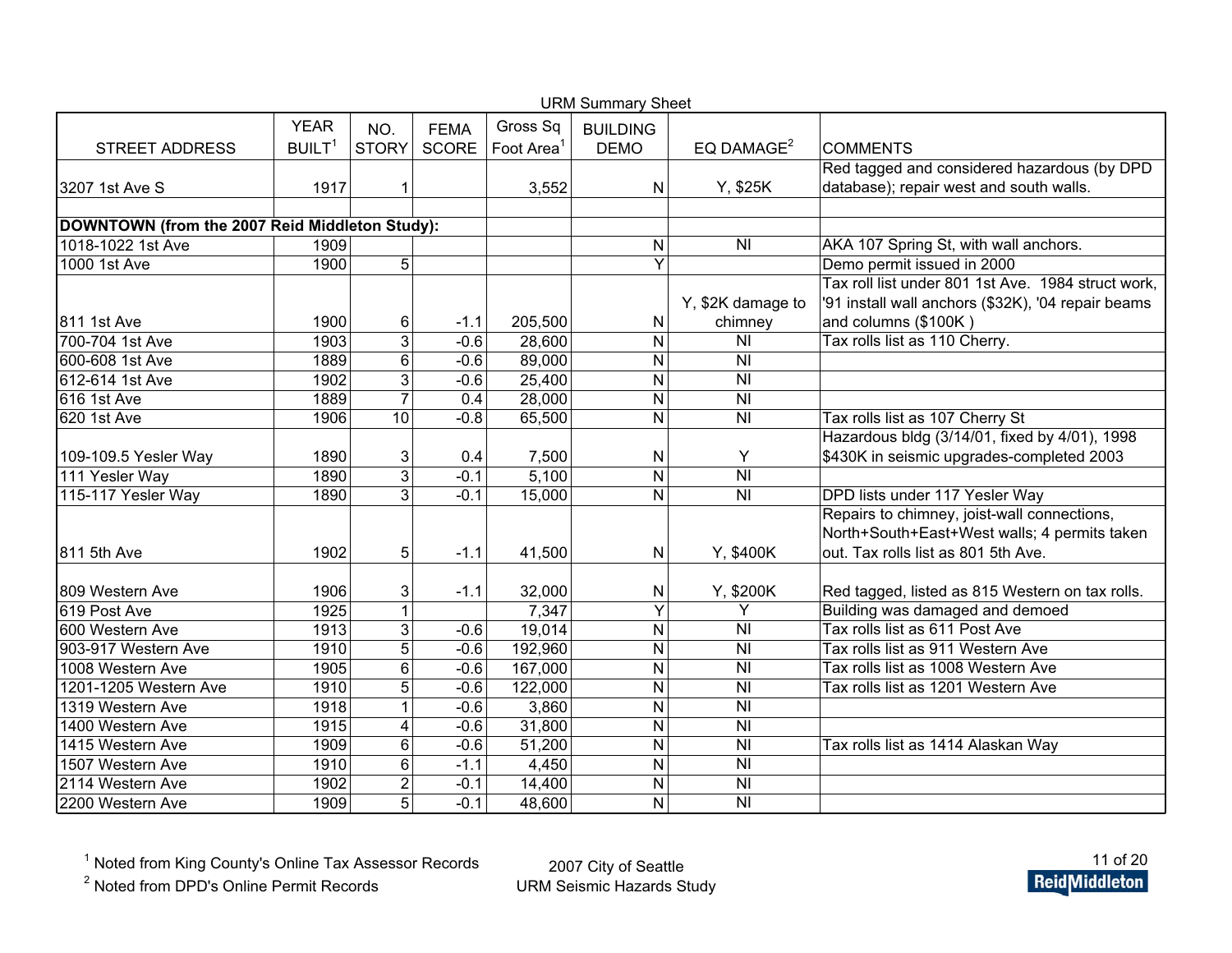URM Summary Sheet

| STREET ADDRESS | YEAR BUILT[1] | NO. STORY | FEMA SCORE | Gross Sq Foot Area[1] | BUILDING DEMO | EQ DAMAGE[2] | COMMENTS |
|---|---|---|---|---|---|---|---|
| 3207 1st Ave S | 1917 | 1 | | 3,552 | N | Y, $25K | Red tagged and considered hazardous (by DPD database); repair west and south walls. |
| | | | | | | | |
| **DOWNTOWN (from the 2007 Reid Middleton Study):** | | | | | | | |
| 1018-1022 1st Ave | 1909 | | | | N | NI | AKA 107 Spring St, with wall anchors. |
| 1000 1st Ave | 1900 | 5 | | | Y | | Demo permit issued in 2000 |
| 811 1st Ave | 1900 | 6 | -1.1 | 205,500 | N | Y, $2K damage to chimney | Tax roll list under 801 1st Ave. 1984 struct work, '91 install wall anchors ($32K), '04 repair beams and columns ($100K ) |
| 700-704 1st Ave | 1903 | 3 | -0.6 | 28,600 | N | NI | Tax rolls list as 110 Cherry. |
| 600-608 1st Ave | 1889 | 6 | -0.6 | 89,000 | N | NI | |
| 612-614 1st Ave | 1902 | 3 | -0.6 | 25,400 | N | NI | |
| 616 1st Ave | 1889 | 7 | 0.4 | 28,000 | N | NI | |
| 620 1st Ave | 1906 | 10 | -0.8 | 65,500 | N | NI | Tax rolls list as 107 Cherry St |
| 109-109.5 Yesler Way | 1890 | 3 | 0.4 | 7,500 | N | Y | Hazardous bldg (3/14/01, fixed by 4/01), 1998 $430K in seismic upgrades-completed 2003 |
| 111 Yesler Way | 1890 | 3 | -0.1 | 5,100 | N | NI | |
| 115-117 Yesler Way | 1890 | 3 | -0.1 | 15,000 | N | NI | DPD lists under 117 Yesler Way |
| 811 5th Ave | 1902 | 5 | -1.1 | 41,500 | N | Y, $400K | Repairs to chimney, joist-wall connections, North+South+East+West walls; 4 permits taken out. Tax rolls list as 801 5th Ave. |
| 809 Western Ave | 1906 | 3 | -1.1 | 32,000 | N | Y, $200K | Red tagged, listed as 815 Western on tax rolls. |
| 619 Post Ave | 1925 | 1 | | 7,347 | Y | Y | Building was damaged and demoed |
| 600 Western Ave | 1913 | 3 | -0.6 | 19,014 | N | NI | Tax rolls list as 611 Post Ave |
| 903-917 Western Ave | 1910 | 5 | -0.6 | 192,960 | N | NI | Tax rolls list as 911 Western Ave |
| 1008 Western Ave | 1905 | 6 | -0.6 | 167,000 | N | NI | Tax rolls list as 1008 Western Ave |
| 1201-1205 Western Ave | 1910 | 5 | -0.6 | 122,000 | N | NI | Tax rolls list as 1201 Western Ave |
| 1319 Western Ave | 1918 | 1 | -0.6 | 3,860 | N | NI | |
| 1400 Western Ave | 1915 | 4 | -0.6 | 31,800 | N | NI | |
| 1415 Western Ave | 1909 | 6 | -0.6 | 51,200 | N | NI | Tax rolls list as 1414 Alaskan Way |
| 1507 Western Ave | 1910 | 6 | -1.1 | 4,450 | N | NI | |
| 2114 Western Ave | 1902 | 2 | -0.1 | 14,400 | N | NI | |
| 2200 Western Ave | 1909 | 5 | -0.1 | 48,600 | N | NI | |

[1] Noted from King County's Online Tax Assessor Records

[2] Noted from DPD's Online Permit Records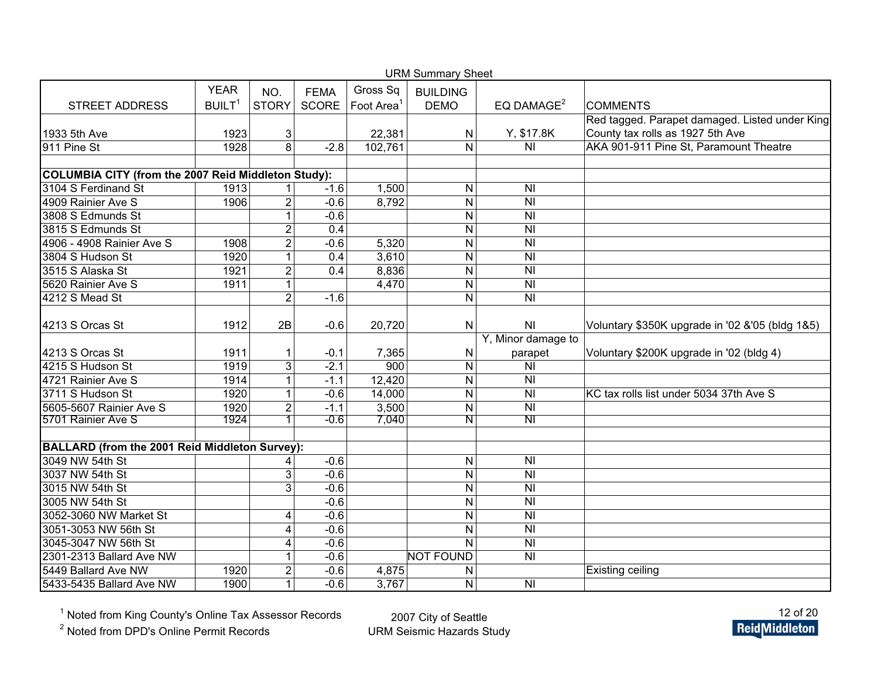URM Summary Sheet

| STREET ADDRESS | YEAR BUILT[1] | NO. STORY | FEMA SCORE | Gross Sq Foot Area[1] | BUILDING DEMO | EQ DAMAGE[2] | COMMENTS |
|---|---|---|---|---|---|---|---|
| 1933 5th Ave | 1923 | 3 | | 22,381 | N | Y, $17.8K | Red tagged. Parapet damaged. Listed under King County tax rolls as 1927 5th Ave |
| 911 Pine St | 1928 | 8 | -2.8 | 102,761 | N | NI | AKA 901-911 Pine St, Paramount Theatre |
| | | | | | | | |
| **COLUMBIA CITY (from the 2007 Reid Middleton Study):** | | | | | | | |
| 3104 S Ferdinand St | 1913 | 1 | -1.6 | 1,500 | N | NI | |
| 4909 Rainier Ave S | 1906 | 2 | -0.6 | 8,792 | N | NI | |
| 3808 S Edmunds St | | 1 | -0.6 | | N | NI | |
| 3815 S Edmunds St | | 2 | 0.4 | | N | NI | |
| 4906 - 4908 Rainier Ave S | 1908 | 2 | -0.6 | 5,320 | N | NI | |
| 3804 S Hudson St | 1920 | 1 | 0.4 | 3,610 | N | NI | |
| 3515 S Alaska St | 1921 | 2 | 0.4 | 8,836 | N | NI | |
| 5620 Rainier Ave S | 1911 | 1 | | 4,470 | N | NI | |
| 4212 S Mead St | | 2 | -1.6 | | N | NI | |
| 4213 S Orcas St | 1912 | 2B | -0.6 | 20,720 | N | NI | Voluntary $350K upgrade in '02 &'05 (bldg 1&5) |
| 4213 S Orcas St | 1911 | 1 | -0.1 | 7,365 | N | Y, Minor damage to parapet | Voluntary $200K upgrade in '02 (bldg 4) |
| 4215 S Hudson St | 1919 | 3 | -2.1 | 900 | N | NI | |
| 4721 Rainier Ave S | 1914 | 1 | -1.1 | 12,420 | N | NI | |
| 3711 S Hudson St | 1920 | 1 | -0.6 | 14,000 | N | NI | KC tax rolls list under 5034 37th Ave S |
| 5605-5607 Rainier Ave S | 1920 | 2 | -1.1 | 3,500 | N | NI | |
| 5701 Rainier Ave S | 1924 | 1 | -0.6 | 7,040 | N | NI | |
| | | | | | | | |
| **BALLARD (from the 2001 Reid Middleton Survey):** | | | | | | | |
| 3049 NW 54th St | | 4 | -0.6 | | N | NI | |
| 3037 NW 54th St | | 3 | -0.6 | | N | NI | |
| 3015 NW 54th St | | 3 | -0.6 | | N | NI | |
| 3005 NW 54th St | | | -0.6 | | N | NI | |
| 3052-3060 NW Market St | | 4 | -0.6 | | N | NI | |
| 3051-3053 NW 56th St | | 4 | -0.6 | | N | NI | |
| 3045-3047 NW 56th St | | 4 | -0.6 | | N | NI | |
| 2301-2313 Ballard Ave NW | | 1 | -0.6 | | NOT FOUND | NI | |
| 5449 Ballard Ave NW | 1920 | 2 | -0.6 | 4,875 | N | | Existing ceiling |
| 5433-5435 Ballard Ave NW | 1900 | 1 | -0.6 | 3,767 | N | NI | |

[1] Noted from King County's Online Tax Assessor Records

[2] Noted from DPD's Online Permit Records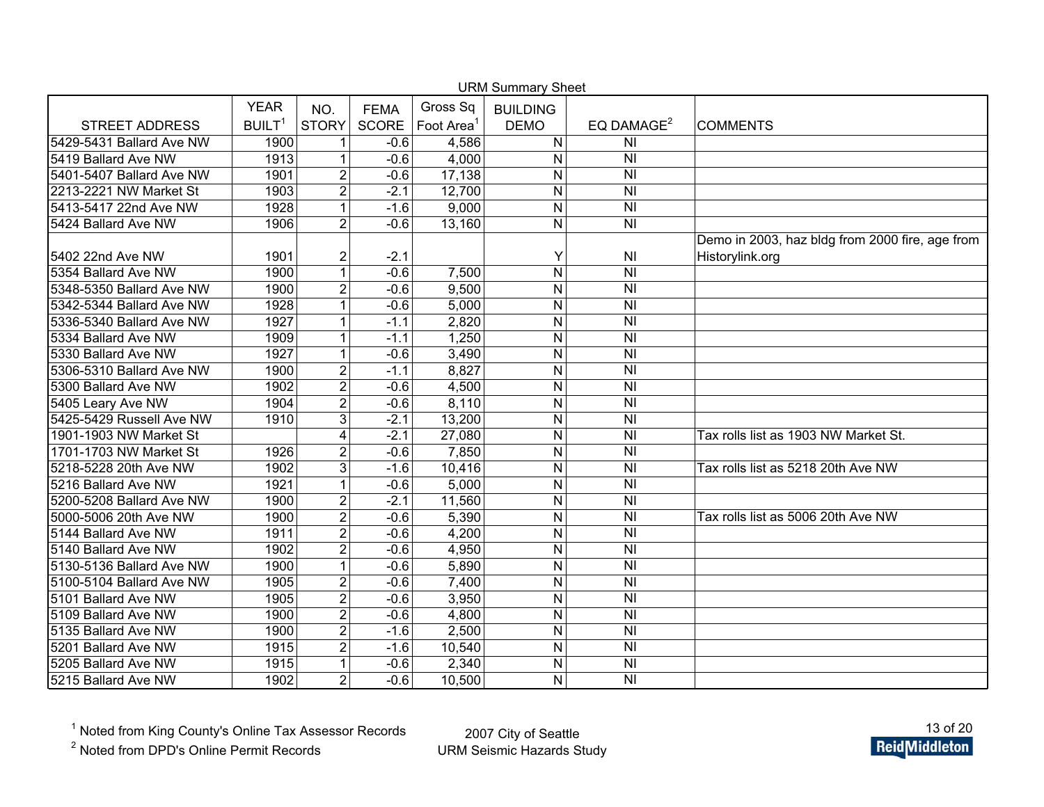URM Summary Sheet

| STREET ADDRESS | YEAR BUILT[1] | NO. STORY | FEMA SCORE | Gross Sq Foot Area[1] | BUILDING DEMO | EQ DAMAGE[2] | COMMENTS |
|---|---|---|---|---|---|---|---|
| 5429-5431 Ballard Ave NW | 1900 | 1 | -0.6 | 4,586 | N | NI | |
| 5419 Ballard Ave NW | 1913 | 1 | -0.6 | 4,000 | N | NI | |
| 5401-5407 Ballard Ave NW | 1901 | 2 | -0.6 | 17,138 | N | NI | |
| 2213-2221 NW Market St | 1903 | 2 | -2.1 | 12,700 | N | NI | |
| 5413-5417 22nd Ave NW | 1928 | 1 | -1.6 | 9,000 | N | NI | |
| 5424 Ballard Ave NW | 1906 | 2 | -0.6 | 13,160 | N | NI | |
| 5402 22nd Ave NW | 1901 | 2 | -2.1 | | Y | NI | Demo in 2003, haz bldg from 2000 fire, age from Historylink.org |
| 5354 Ballard Ave NW | 1900 | 1 | -0.6 | 7,500 | N | NI | |
| 5348-5350 Ballard Ave NW | 1900 | 2 | -0.6 | 9,500 | N | NI | |
| 5342-5344 Ballard Ave NW | 1928 | 1 | -0.6 | 5,000 | N | NI | |
| 5336-5340 Ballard Ave NW | 1927 | 1 | -1.1 | 2,820 | N | NI | |
| 5334 Ballard Ave NW | 1909 | 1 | -1.1 | 1,250 | N | NI | |
| 5330 Ballard Ave NW | 1927 | 1 | -0.6 | 3,490 | N | NI | |
| 5306-5310 Ballard Ave NW | 1900 | 2 | -1.1 | 8,827 | N | NI | |
| 5300 Ballard Ave NW | 1902 | 2 | -0.6 | 4,500 | N | NI | |
| 5405 Leary Ave NW | 1904 | 2 | -0.6 | 8,110 | N | NI | |
| 5425-5429 Russell Ave NW | 1910 | 3 | -2.1 | 13,200 | N | NI | |
| 1901-1903 NW Market St | | 4 | -2.1 | 27,080 | N | NI | Tax rolls list as 1903 NW Market St. |
| 1701-1703 NW Market St | 1926 | 2 | -0.6 | 7,850 | N | NI | |
| 5218-5228 20th Ave NW | 1902 | 3 | -1.6 | 10,416 | N | NI | Tax rolls list as 5218 20th Ave NW |
| 5216 Ballard Ave NW | 1921 | 1 | -0.6 | 5,000 | N | NI | |
| 5200-5208 Ballard Ave NW | 1900 | 2 | -2.1 | 11,560 | N | NI | |
| 5000-5006 20th Ave NW | 1900 | 2 | -0.6 | 5,390 | N | NI | Tax rolls list as 5006 20th Ave NW |
| 5144 Ballard Ave NW | 1911 | 2 | -0.6 | 4,200 | N | NI | |
| 5140 Ballard Ave NW | 1902 | 2 | -0.6 | 4,950 | N | NI | |
| 5130-5136 Ballard Ave NW | 1900 | 1 | -0.6 | 5,890 | N | NI | |
| 5100-5104 Ballard Ave NW | 1905 | 2 | -0.6 | 7,400 | N | NI | |
| 5101 Ballard Ave NW | 1905 | 2 | -0.6 | 3,950 | N | NI | |
| 5109 Ballard Ave NW | 1900 | 2 | -0.6 | 4,800 | N | NI | |
| 5135 Ballard Ave NW | 1900 | 2 | -1.6 | 2,500 | N | NI | |
| 5201 Ballard Ave NW | 1915 | 2 | -1.6 | 10,540 | N | NI | |
| 5205 Ballard Ave NW | 1915 | 1 | -0.6 | 2,340 | N | NI | |
| 5215 Ballard Ave NW | 1902 | 2 | -0.6 | 10,500 | N | NI | |

[1] Noted from King County's Online Tax Assessor Records
[2] Noted from DPD's Online Permit Records

2007 City of Seattle
URM Seismic Hazards Study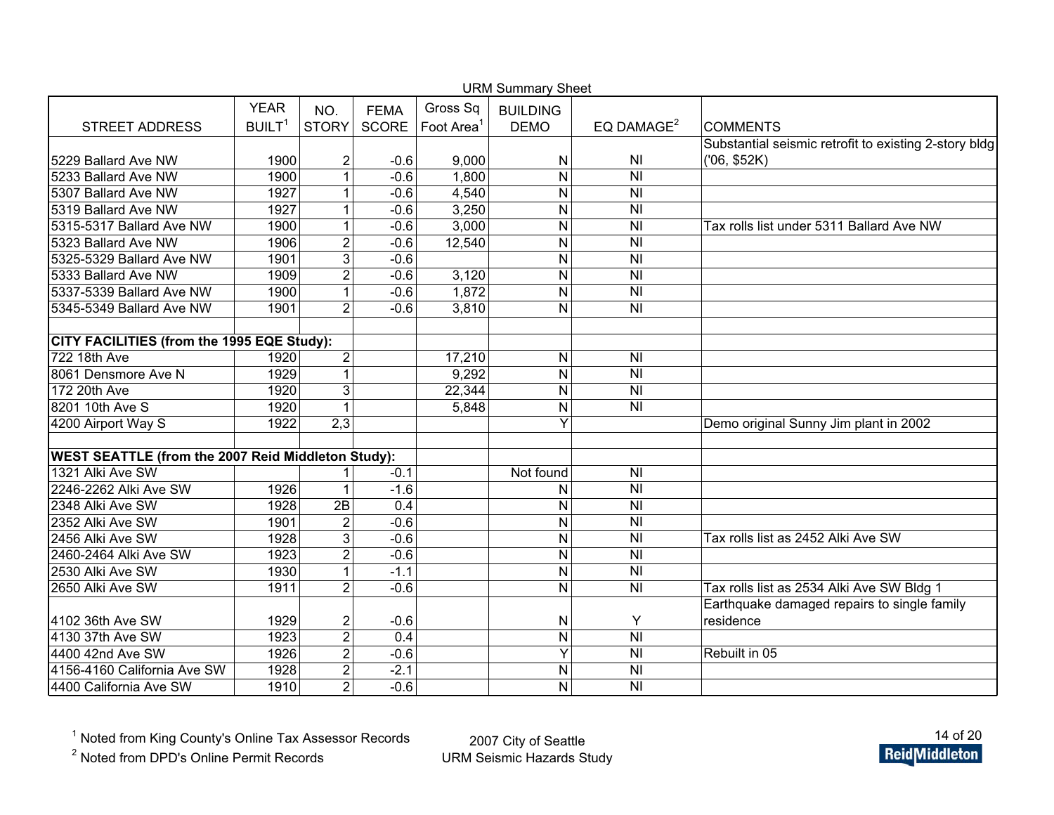URM Summary Sheet

| STREET ADDRESS | YEAR BUILT[1] | NO. STORY | FEMA SCORE | Gross Sq Foot Area[1] | BUILDING DEMO | EQ DAMAGE[2] | COMMENTS |
|---|---|---|---|---|---|---|---|
| 5229 Ballard Ave NW | 1900 | 2 | -0.6 | 9,000 | N | NI | Substantial seismic retrofit to existing 2-story bldg ('06, $52K) |
| 5233 Ballard Ave NW | 1900 | 1 | -0.6 | 1,800 | N | NI | |
| 5307 Ballard Ave NW | 1927 | 1 | -0.6 | 4,540 | N | NI | |
| 5319 Ballard Ave NW | 1927 | 1 | -0.6 | 3,250 | N | NI | |
| 5315-5317 Ballard Ave NW | 1900 | 1 | -0.6 | 3,000 | N | NI | Tax rolls list under 5311 Ballard Ave NW |
| 5323 Ballard Ave NW | 1906 | 2 | -0.6 | 12,540 | N | NI | |
| 5325-5329 Ballard Ave NW | 1901 | 3 | -0.6 | | N | NI | |
| 5333 Ballard Ave NW | 1909 | 2 | -0.6 | 3,120 | N | NI | |
| 5337-5339 Ballard Ave NW | 1900 | 1 | -0.6 | 1,872 | N | NI | |
| 5345-5349 Ballard Ave NW | 1901 | 2 | -0.6 | 3,810 | N | NI | |
| | | | | | | | |
| **CITY FACILITIES (from the 1995 EQE Study):** | | | | | | | |
| 722 18th Ave | 1920 | 2 | | 17,210 | N | NI | |
| 8061 Densmore Ave N | 1929 | 1 | | 9,292 | N | NI | |
| 172 20th Ave | 1920 | 3 | | 22,344 | N | NI | |
| 8201 10th Ave S | 1920 | 1 | | 5,848 | N | NI | |
| 4200 Airport Way S | 1922 | 2,3 | | | Y | | Demo original Sunny Jim plant in 2002 |
| | | | | | | | |
| **WEST SEATTLE (from the 2007 Reid Middleton Study):** | | | | | | | |
| 1321 Alki Ave SW | | 1 | -0.1 | | Not found | NI | |
| 2246-2262 Alki Ave SW | 1926 | 1 | -1.6 | | N | NI | |
| 2348 Alki Ave SW | 1928 | 2B | 0.4 | | N | NI | |
| 2352 Alki Ave SW | 1901 | 2 | -0.6 | | N | NI | |
| 2456 Alki Ave SW | 1928 | 3 | -0.6 | | N | NI | Tax rolls list as 2452 Alki Ave SW |
| 2460-2464 Alki Ave SW | 1923 | 2 | -0.6 | | N | NI | |
| 2530 Alki Ave SW | 1930 | 1 | -1.1 | | N | NI | |
| 2650 Alki Ave SW | 1911 | 2 | -0.6 | | N | NI | Tax rolls list as 2534 Alki Ave SW Bldg 1 |
| 4102 36th Ave SW | 1929 | 2 | -0.6 | | N | Y | Earthquake damaged repairs to single family residence |
| 4130 37th Ave SW | 1923 | 2 | 0.4 | | N | NI | |
| 4400 42nd Ave SW | 1926 | 2 | -0.6 | | Y | NI | Rebuilt in 05 |
| 4156-4160 California Ave SW | 1928 | 2 | -2.1 | | N | NI | |
| 4400 California Ave SW | 1910 | 2 | -0.6 | | N | NI | |

[1] Noted from King County's Online Tax Assessor Records

[2] Noted from DPD's Online Permit Records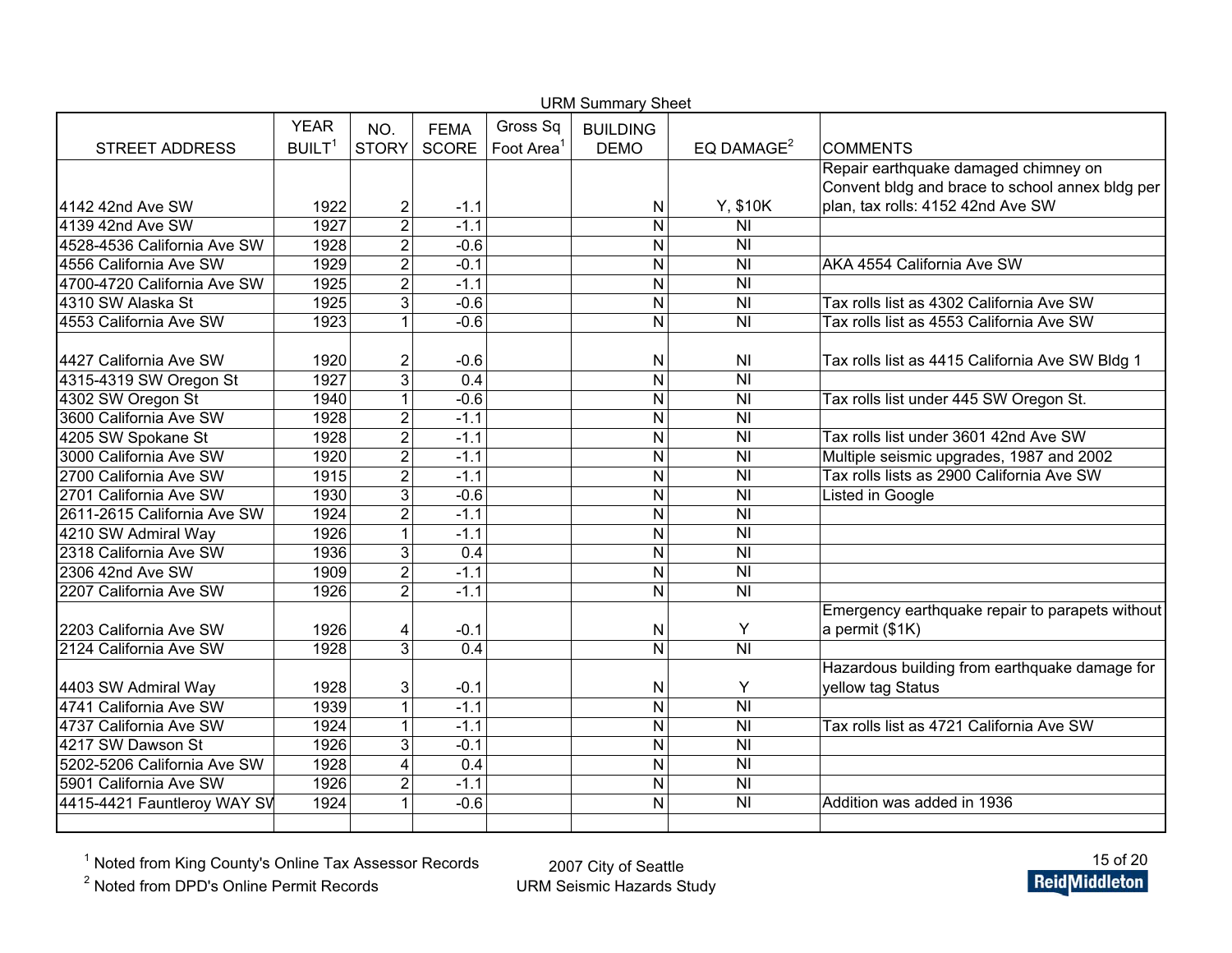URM Summary Sheet

| STREET ADDRESS | YEAR BUILT[1] | NO. STORY | FEMA SCORE | Gross Sq Foot Area[1] | BUILDING DEMO | EQ DAMAGE[2] | COMMENTS |
|---|---|---|---|---|---|---|---|
| 4142 42nd Ave SW | 1922 | 2 | -1.1 | | N | Y, $10K | Repair earthquake damaged chimney on Convent bldg and brace to school annex bldg per plan, tax rolls: 4152 42nd Ave SW |
| 4139 42nd Ave SW | 1927 | 2 | -1.1 | | N | NI | |
| 4528-4536 California Ave SW | 1928 | 2 | -0.6 | | N | NI | |
| 4556 California Ave SW | 1929 | 2 | -0.1 | | N | NI | AKA 4554 California Ave SW |
| 4700-4720 California Ave SW | 1925 | 2 | -1.1 | | N | NI | |
| 4310 SW Alaska St | 1925 | 3 | -0.6 | | N | NI | Tax rolls list as 4302 California Ave SW |
| 4553 California Ave SW | 1923 | 1 | -0.6 | | N | NI | Tax rolls list as 4553 California Ave SW |
| 4427 California Ave SW | 1920 | 2 | -0.6 | | N | NI | Tax rolls list as 4415 California Ave SW Bldg 1 |
| 4315-4319 SW Oregon St | 1927 | 3 | 0.4 | | N | NI | |
| 4302 SW Oregon St | 1940 | 1 | -0.6 | | N | NI | Tax rolls list under 445 SW Oregon St. |
| 3600 California Ave SW | 1928 | 2 | -1.1 | | N | NI | |
| 4205 SW Spokane St | 1928 | 2 | -1.1 | | N | NI | Tax rolls list under 3601 42nd Ave SW |
| 3000 California Ave SW | 1920 | 2 | -1.1 | | N | NI | Multiple seismic upgrades, 1987 and 2002 |
| 2700 California Ave SW | 1915 | 2 | -1.1 | | N | NI | Tax rolls lists as 2900 California Ave SW |
| 2701 California Ave SW | 1930 | 3 | -0.6 | | N | NI | Listed in Google |
| 2611-2615 California Ave SW | 1924 | 2 | -1.1 | | N | NI | |
| 4210 SW Admiral Way | 1926 | 1 | -1.1 | | N | NI | |
| 2318 California Ave SW | 1936 | 3 | 0.4 | | N | NI | |
| 2306 42nd Ave SW | 1909 | 2 | -1.1 | | N | NI | |
| 2207 California Ave SW | 1926 | 2 | -1.1 | | N | NI | |
| 2203 California Ave SW | 1926 | 4 | -0.1 | | N | Y | Emergency earthquake repair to parapets without a permit ($1K) |
| 2124 California Ave SW | 1928 | 3 | 0.4 | | N | NI | |
| 4403 SW Admiral Way | 1928 | 3 | -0.1 | | N | Y | Hazardous building from earthquake damage for yellow tag Status |
| 4741 California Ave SW | 1939 | 1 | -1.1 | | N | NI | |
| 4737 California Ave SW | 1924 | 1 | -1.1 | | N | NI | Tax rolls list as 4721 California Ave SW |
| 4217 SW Dawson St | 1926 | 3 | -0.1 | | N | NI | |
| 5202-5206 California Ave SW | 1928 | 4 | 0.4 | | N | NI | |
| 5901 California Ave SW | 1926 | 2 | -1.1 | | N | NI | |
| 4415-4421 Fauntleroy WAY SV | 1924 | 1 | -0.6 | | N | NI | Addition was added in 1936 |
| | | | | | | | |

[1] Noted from King County's Online Tax Assessor Records

[2] Noted from DPD's Online Permit Records

2007 City of Seattle
URM Seismic Hazards Study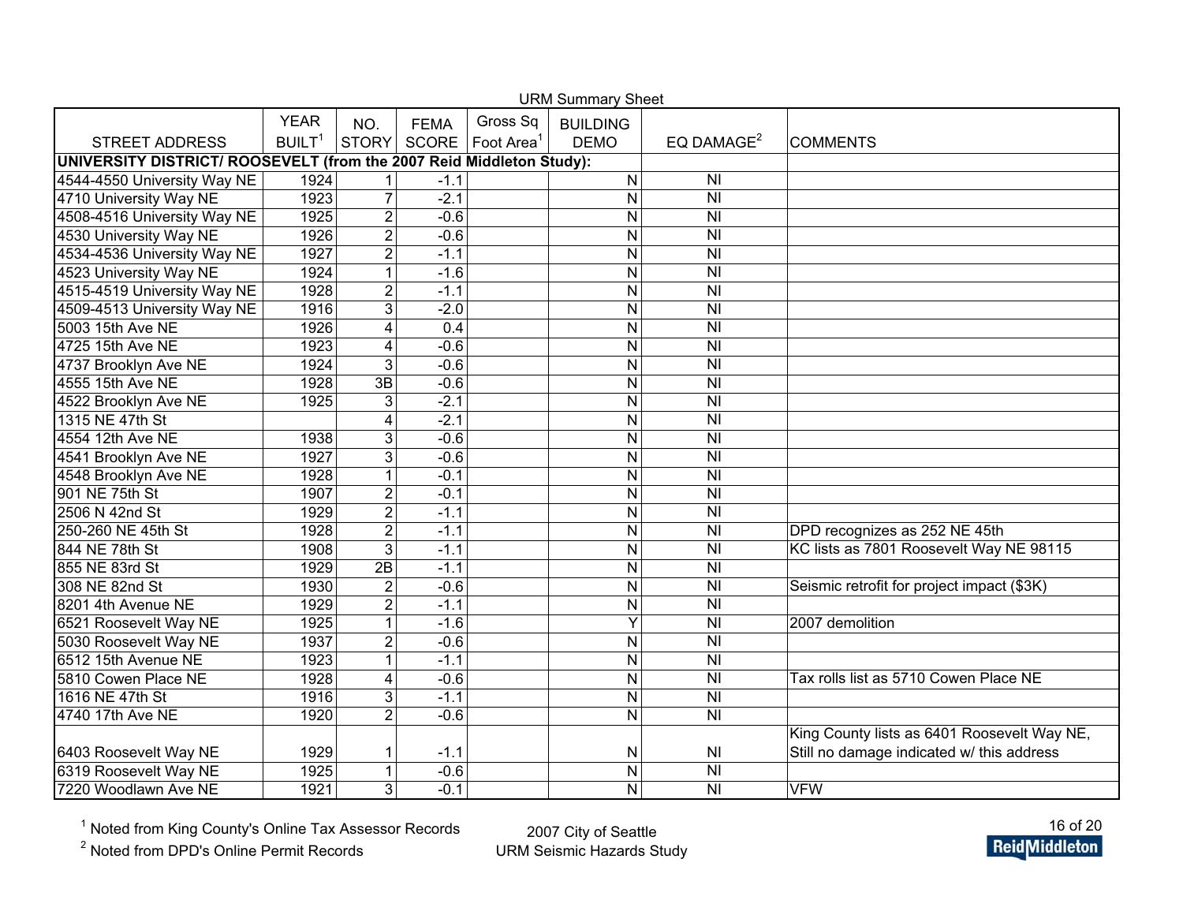URM Summary Sheet

| STREET ADDRESS | YEAR BUILT[1] | NO. STORY | FEMA SCORE | Gross Sq Foot Area[1] | BUILDING DEMO | EQ DAMAGE[2] | COMMENTS |
|---|---|---|---|---|---|---|---|
| **UNIVERSITY DISTRICT/ ROOSEVELT (from the 2007 Reid Middleton Study):** | | | | | | | |
| 4544-4550 University Way NE | 1924 | 1 | -1.1 | | N | NI | |
| 4710 University Way NE | 1923 | 7 | -2.1 | | N | NI | |
| 4508-4516 University Way NE | 1925 | 2 | -0.6 | | N | NI | |
| 4530 University Way NE | 1926 | 2 | -0.6 | | N | NI | |
| 4534-4536 University Way NE | 1927 | 2 | -1.1 | | N | NI | |
| 4523 University Way NE | 1924 | 1 | -1.6 | | N | NI | |
| 4515-4519 University Way NE | 1928 | 2 | -1.1 | | N | NI | |
| 4509-4513 University Way NE | 1916 | 3 | -2.0 | | N | NI | |
| 5003 15th Ave NE | 1926 | 4 | 0.4 | | N | NI | |
| 4725 15th Ave NE | 1923 | 4 | -0.6 | | N | NI | |
| 4737 Brooklyn Ave NE | 1924 | 3 | -0.6 | | N | NI | |
| 4555 15th Ave NE | 1928 | 3B | -0.6 | | N | NI | |
| 4522 Brooklyn Ave NE | 1925 | 3 | -2.1 | | N | NI | |
| 1315 NE 47th St | | 4 | -2.1 | | N | NI | |
| 4554 12th Ave NE | 1938 | 3 | -0.6 | | N | NI | |
| 4541 Brooklyn Ave NE | 1927 | 3 | -0.6 | | N | NI | |
| 4548 Brooklyn Ave NE | 1928 | 1 | -0.1 | | N | NI | |
| 901 NE 75th St | 1907 | 2 | -0.1 | | N | NI | |
| 2506 N 42nd St | 1929 | 2 | -1.1 | | N | NI | |
| 250-260 NE 45th St | 1928 | 2 | -1.1 | | N | NI | DPD recognizes as 252 NE 45th |
| 844 NE 78th St | 1908 | 3 | -1.1 | | N | NI | KC lists as 7801 Roosevelt Way NE 98115 |
| 855 NE 83rd St | 1929 | 2B | -1.1 | | N | NI | |
| 308 NE 82nd St | 1930 | 2 | -0.6 | | N | NI | Seismic retrofit for project impact ($3K) |
| 8201 4th Avenue NE | 1929 | 2 | -1.1 | | N | NI | |
| 6521 Roosevelt Way NE | 1925 | 1 | -1.6 | | Y | NI | 2007 demolition |
| 5030 Roosevelt Way NE | 1937 | 2 | -0.6 | | N | NI | |
| 6512 15th Avenue NE | 1923 | 1 | -1.1 | | N | NI | |
| 5810 Cowen Place NE | 1928 | 4 | -0.6 | | N | NI | Tax rolls list as 5710 Cowen Place NE |
| 1616 NE 47th St | 1916 | 3 | -1.1 | | N | NI | |
| 4740 17th Ave NE | 1920 | 2 | -0.6 | | N | NI | |
| 6403 Roosevelt Way NE | 1929 | 1 | -1.1 | | N | NI | King County lists as 6401 Roosevelt Way NE, Still no damage indicated w/ this address |
| 6319 Roosevelt Way NE | 1925 | 1 | -0.6 | | N | NI | |
| 7220 Woodlawn Ave NE | 1921 | 3 | -0.1 | | N | NI | VFW |

[1] Noted from King County's Online Tax Assessor Records

[2] Noted from DPD's Online Permit Records

2007 City of Seattle URM Seismic Hazards Study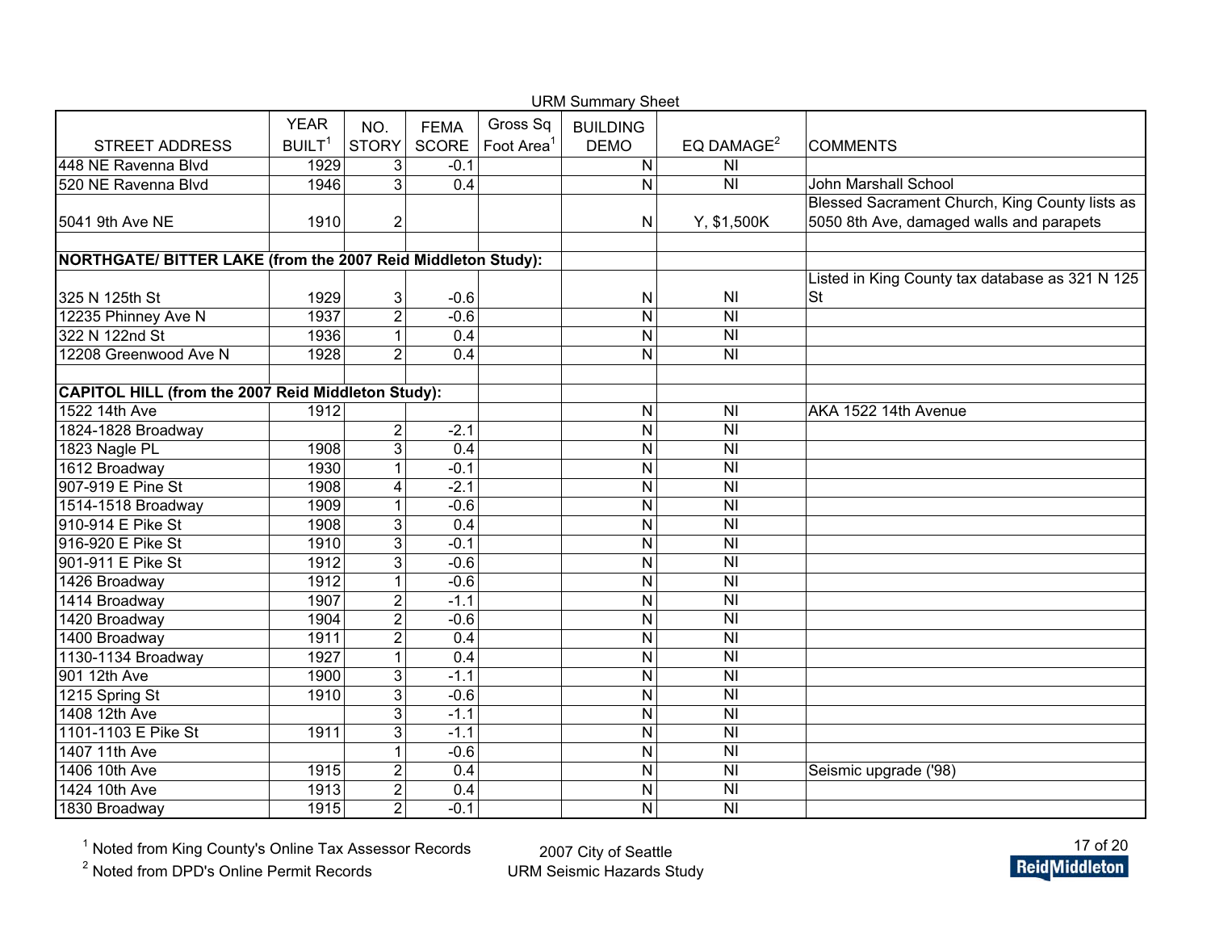URM Summary Sheet

| STREET ADDRESS | YEAR BUILT[1] | NO. STORY | FEMA SCORE | Gross Sq Foot Area[1] | BUILDING DEMO | EQ DAMAGE[2] | COMMENTS |
|---|---|---|---|---|---|---|---|
| 448 NE Ravenna Blvd | 1929 | 3 | -0.1 | | N | NI | |
| 520 NE Ravenna Blvd | 1946 | 3 | 0.4 | | N | NI | John Marshall School |
| 5041 9th Ave NE | 1910 | 2 | | | N | Y, $1,500K | Blessed Sacrament Church, King County lists as 5050 8th Ave, damaged walls and parapets |
| | | | | | | | |
| **NORTHGATE/ BITTER LAKE (from the 2007 Reid Middleton Study):** | | | | | | | |
| 325 N 125th St | 1929 | 3 | -0.6 | | N | NI | Listed in King County tax database as 321 N 125 St |
| 12235 Phinney Ave N | 1937 | 2 | -0.6 | | N | NI | |
| 322 N 122nd St | 1936 | 1 | 0.4 | | N | NI | |
| 12208 Greenwood Ave N | 1928 | 2 | 0.4 | | N | NI | |
| | | | | | | | |
| **CAPITOL HILL (from the 2007 Reid Middleton Study):** | | | | | | | |
| 1522 14th Ave | 1912 | | | | N | NI | AKA 1522 14th Avenue |
| 1824-1828 Broadway | | 2 | -2.1 | | N | NI | |
| 1823 Nagle PL | 1908 | 3 | 0.4 | | N | NI | |
| 1612 Broadway | 1930 | 1 | -0.1 | | N | NI | |
| 907-919 E Pine St | 1908 | 4 | -2.1 | | N | NI | |
| 1514-1518 Broadway | 1909 | 1 | -0.6 | | N | NI | |
| 910-914 E Pike St | 1908 | 3 | 0.4 | | N | NI | |
| 916-920 E Pike St | 1910 | 3 | -0.1 | | N | NI | |
| 901-911 E Pike St | 1912 | 3 | -0.6 | | N | NI | |
| 1426 Broadway | 1912 | 1 | -0.6 | | N | NI | |
| 1414 Broadway | 1907 | 2 | -1.1 | | N | NI | |
| 1420 Broadway | 1904 | 2 | -0.6 | | N | NI | |
| 1400 Broadway | 1911 | 2 | 0.4 | | N | NI | |
| 1130-1134 Broadway | 1927 | 1 | 0.4 | | N | NI | |
| 901 12th Ave | 1900 | 3 | -1.1 | | N | NI | |
| 1215 Spring St | 1910 | 3 | -0.6 | | N | NI | |
| 1408 12th Ave | | 3 | -1.1 | | N | NI | |
| 1101-1103 E Pike St | 1911 | 3 | -1.1 | | N | NI | |
| 1407 11th Ave | | 1 | -0.6 | | N | NI | |
| 1406 10th Ave | 1915 | 2 | 0.4 | | N | NI | Seismic upgrade ('98) |
| 1424 10th Ave | 1913 | 2 | 0.4 | | N | NI | |
| 1830 Broadway | 1915 | 2 | -0.1 | | N | NI | |

[1] Noted from King County's Online Tax Assessor Records

[2] Noted from DPD's Online Permit Records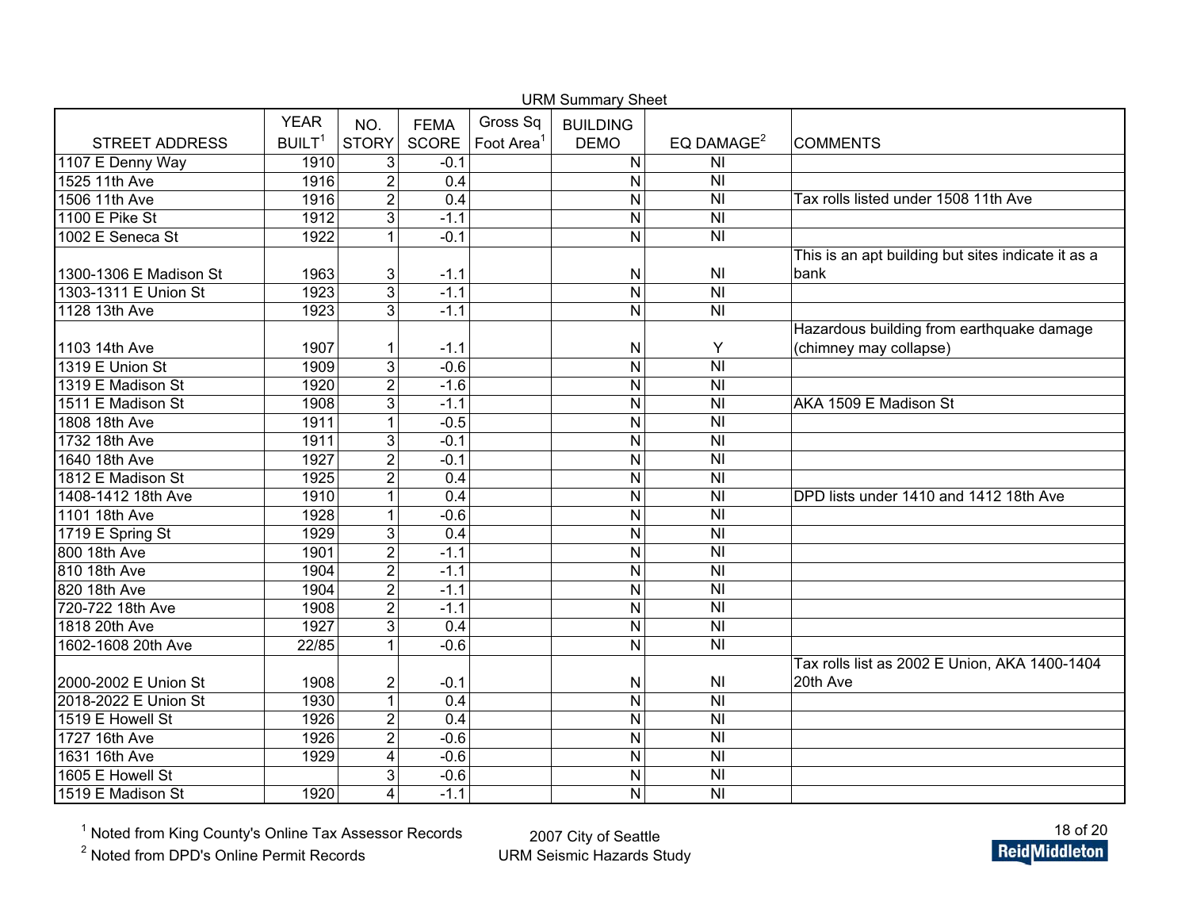URM Summary Sheet

| STREET ADDRESS | YEAR BUILT[1] | NO. STORY | FEMA SCORE | Gross Sq Foot Area[1] | BUILDING DEMO | EQ DAMAGE[2] | COMMENTS |
|---|---|---|---|---|---|---|---|
| 1107 E Denny Way | 1910 | 3 | -0.1 | | N | NI | |
| 1525 11th Ave | 1916 | 2 | 0.4 | | N | NI | |
| 1506 11th Ave | 1916 | 2 | 0.4 | | N | NI | Tax rolls listed under 1508 11th Ave |
| 1100 E Pike St | 1912 | 3 | -1.1 | | N | NI | |
| 1002 E Seneca St | 1922 | 1 | -0.1 | | N | NI | |
| 1300-1306 E Madison St | 1963 | 3 | -1.1 | | N | NI | This is an apt building but sites indicate it as a bank |
| 1303-1311 E Union St | 1923 | 3 | -1.1 | | N | NI | |
| 1128 13th Ave | 1923 | 3 | -1.1 | | N | NI | |
| 1103 14th Ave | 1907 | 1 | -1.1 | | N | Y | Hazardous building from earthquake damage (chimney may collapse) |
| 1319 E Union St | 1909 | 3 | -0.6 | | N | NI | |
| 1319 E Madison St | 1920 | 2 | -1.6 | | N | NI | |
| 1511 E Madison St | 1908 | 3 | -1.1 | | N | NI | AKA 1509 E Madison St |
| 1808 18th Ave | 1911 | 1 | -0.5 | | N | NI | |
| 1732 18th Ave | 1911 | 3 | -0.1 | | N | NI | |
| 1640 18th Ave | 1927 | 2 | -0.1 | | N | NI | |
| 1812 E Madison St | 1925 | 2 | 0.4 | | N | NI | |
| 1408-1412 18th Ave | 1910 | 1 | 0.4 | | N | NI | DPD lists under 1410 and 1412 18th Ave |
| 1101 18th Ave | 1928 | 1 | -0.6 | | N | NI | |
| 1719 E Spring St | 1929 | 3 | 0.4 | | N | NI | |
| 800 18th Ave | 1901 | 2 | -1.1 | | N | NI | |
| 810 18th Ave | 1904 | 2 | -1.1 | | N | NI | |
| 820 18th Ave | 1904 | 2 | -1.1 | | N | NI | |
| 720-722 18th Ave | 1908 | 2 | -1.1 | | N | NI | |
| 1818 20th Ave | 1927 | 3 | 0.4 | | N | NI | |
| 1602-1608 20th Ave | 22/85 | 1 | -0.6 | | N | NI | |
| 2000-2002 E Union St | 1908 | 2 | -0.1 | | N | NI | Tax rolls list as 2002 E Union, AKA 1400-1404 20th Ave |
| 2018-2022 E Union St | 1930 | 1 | 0.4 | | N | NI | |
| 1519 E Howell St | 1926 | 2 | 0.4 | | N | NI | |
| 1727 16th Ave | 1926 | 2 | -0.6 | | N | NI | |
| 1631 16th Ave | 1929 | 4 | -0.6 | | N | NI | |
| 1605 E Howell St | | 3 | -0.6 | | N | NI | |
| 1519 E Madison St | 1920 | 4 | -1.1 | | N | NI | |

[1] Noted from King County's Online Tax Assessor Records

[2] Noted from DPD's Online Permit Records

2007 City of Seattle
URM Seismic Hazards Study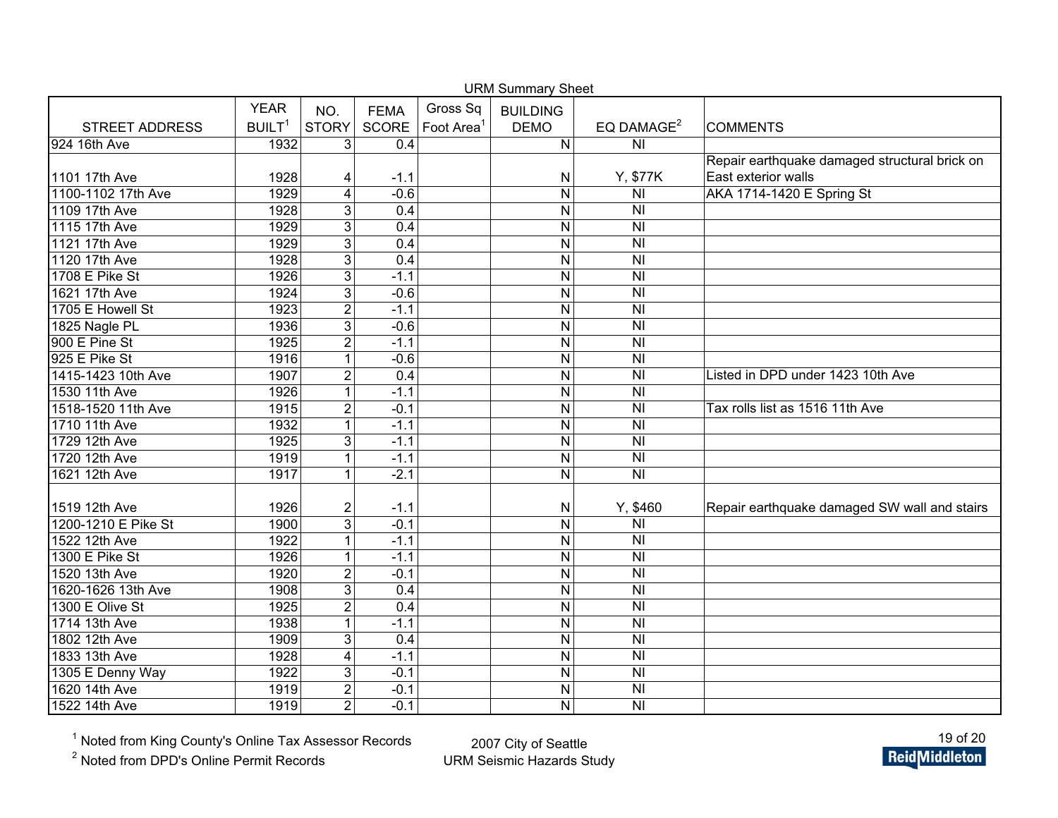URM Summary Sheet

| STREET ADDRESS | YEAR BUILT[1] | NO. STORY | FEMA SCORE | Gross Sq Foot Area[1] | BUILDING DEMO | EQ DAMAGE[2] | COMMENTS |
|---|---|---|---|---|---|---|---|
| 924 16th Ave | 1932 | 3 | 0.4 | | N | NI | |
| 1101 17th Ave | 1928 | 4 | -1.1 | | N | Y, $77K | Repair earthquake damaged structural brick on East exterior walls |
| 1100-1102 17th Ave | 1929 | 4 | -0.6 | | N | NI | AKA 1714-1420 E Spring St |
| 1109 17th Ave | 1928 | 3 | 0.4 | | N | NI | |
| 1115 17th Ave | 1929 | 3 | 0.4 | | N | NI | |
| 1121 17th Ave | 1929 | 3 | 0.4 | | N | NI | |
| 1120 17th Ave | 1928 | 3 | 0.4 | | N | NI | |
| 1708 E Pike St | 1926 | 3 | -1.1 | | N | NI | |
| 1621 17th Ave | 1924 | 3 | -0.6 | | N | NI | |
| 1705 E Howell St | 1923 | 2 | -1.1 | | N | NI | |
| 1825 Nagle PL | 1936 | 3 | -0.6 | | N | NI | |
| 900 E Pine St | 1925 | 2 | -1.1 | | N | NI | |
| 925 E Pike St | 1916 | 1 | -0.6 | | N | NI | |
| 1415-1423 10th Ave | 1907 | 2 | 0.4 | | N | NI | Listed in DPD under 1423 10th Ave |
| 1530 11th Ave | 1926 | 1 | -1.1 | | N | NI | |
| 1518-1520 11th Ave | 1915 | 2 | -0.1 | | N | NI | Tax rolls list as 1516 11th Ave |
| 1710 11th Ave | 1932 | 1 | -1.1 | | N | NI | |
| 1729 12th Ave | 1925 | 3 | -1.1 | | N | NI | |
| 1720 12th Ave | 1919 | 1 | -1.1 | | N | NI | |
| 1621 12th Ave | 1917 | 1 | -2.1 | | N | NI | |
| 1519 12th Ave | 1926 | 2 | -1.1 | | N | Y, $460 | Repair earthquake damaged SW wall and stairs |
| 1200-1210 E Pike St | 1900 | 3 | -0.1 | | N | NI | |
| 1522 12th Ave | 1922 | 1 | -1.1 | | N | NI | |
| 1300 E Pike St | 1926 | 1 | -1.1 | | N | NI | |
| 1520 13th Ave | 1920 | 2 | -0.1 | | N | NI | |
| 1620-1626 13th Ave | 1908 | 3 | 0.4 | | N | NI | |
| 1300 E Olive St | 1925 | 2 | 0.4 | | N | NI | |
| 1714 13th Ave | 1938 | 1 | -1.1 | | N | NI | |
| 1802 12th Ave | 1909 | 3 | 0.4 | | N | NI | |
| 1833 13th Ave | 1928 | 4 | -1.1 | | N | NI | |
| 1305 E Denny Way | 1922 | 3 | -0.1 | | N | NI | |
| 1620 14th Ave | 1919 | 2 | -0.1 | | N | NI | |
| 1522 14th Ave | 1919 | 2 | -0.1 | | N | NI | |

[1] Noted from King County's Online Tax Assessor Records

[2] Noted from DPD's Online Permit Records

2007 City of Seattle
URM Seismic Hazards Study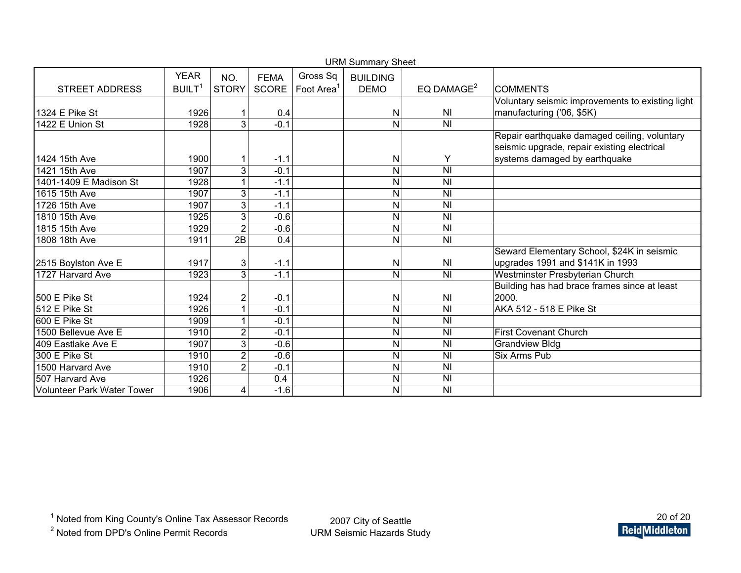URM Summary Sheet

| STREET ADDRESS | YEAR BUILT[1] | NO. STORY | FEMA SCORE | Gross Sq Foot Area[1] | BUILDING DEMO | EQ DAMAGE[2] | COMMENTS |
|---|---|---|---|---|---|---|---|
| 1324 E Pike St | 1926 | 1 | 0.4 | | N | NI | Voluntary seismic improvements to existing light manufacturing ('06, $5K) |
| 1422 E Union St | 1928 | 3 | -0.1 | | N | NI | |
| 1424 15th Ave | 1900 | 1 | -1.1 | | N | Y | Repair earthquake damaged ceiling, voluntary seismic upgrade, repair existing electrical systems damaged by earthquake |
| 1421 15th Ave | 1907 | 3 | -0.1 | | N | NI | |
| 1401-1409 E Madison St | 1928 | 1 | -1.1 | | N | NI | |
| 1615 15th Ave | 1907 | 3 | -1.1 | | N | NI | |
| 1726 15th Ave | 1907 | 3 | -1.1 | | N | NI | |
| 1810 15th Ave | 1925 | 3 | -0.6 | | N | NI | |
| 1815 15th Ave | 1929 | 2 | -0.6 | | N | NI | |
| 1808 18th Ave | 1911 | 2B | 0.4 | | N | NI | |
| 2515 Boylston Ave E | 1917 | 3 | -1.1 | | N | NI | Seward Elementary School, $24K in seismic upgrades 1991 and $141K in 1993 |
| 1727 Harvard Ave | 1923 | 3 | -1.1 | | N | NI | Westminster Presbyterian Church |
| 500 E Pike St | 1924 | 2 | -0.1 | | N | NI | Building has had brace frames since at least 2000. |
| 512 E Pike St | 1926 | 1 | -0.1 | | N | NI | AKA 512 - 518 E Pike St |
| 600 E Pike St | 1909 | 1 | -0.1 | | N | NI | |
| 1500 Bellevue Ave E | 1910 | 2 | -0.1 | | N | NI | First Covenant Church |
| 409 Eastlake Ave E | 1907 | 3 | -0.6 | | N | NI | Grandview Bldg |
| 300 E Pike St | 1910 | 2 | -0.6 | | N | NI | Six Arms Pub |
| 1500 Harvard Ave | 1910 | 2 | -0.1 | | N | NI | |
| 507 Harvard Ave | 1926 | | 0.4 | | N | NI | |
| Volunteer Park Water Tower | 1906 | 4 | -1.6 | | N | NI | |

[1] Noted from King County's Online Tax Assessor Records
[2] Noted from DPD's Online Permit Records